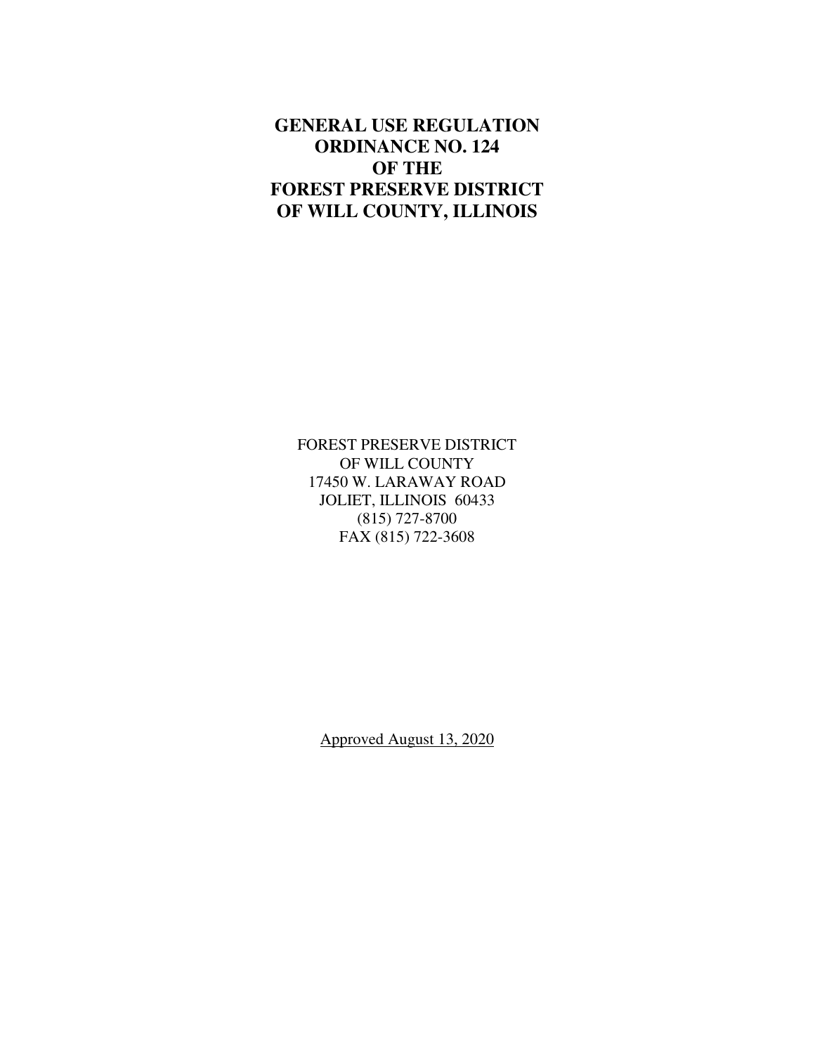# GENERAL USE REGULATION ORDINANCE NO. 124 OF THE FOREST PRESERVE DISTRICT OF WILL COUNTY, ILLINOIS

FOREST PRESERVE DISTRICT  
OF WILL COUNTY  
17450 W. LARAWAY ROAD  
JOLIET, ILLINOIS 60433  
(815) 727-8700  
FAX (815) 722-3608

Approved August 13, 2020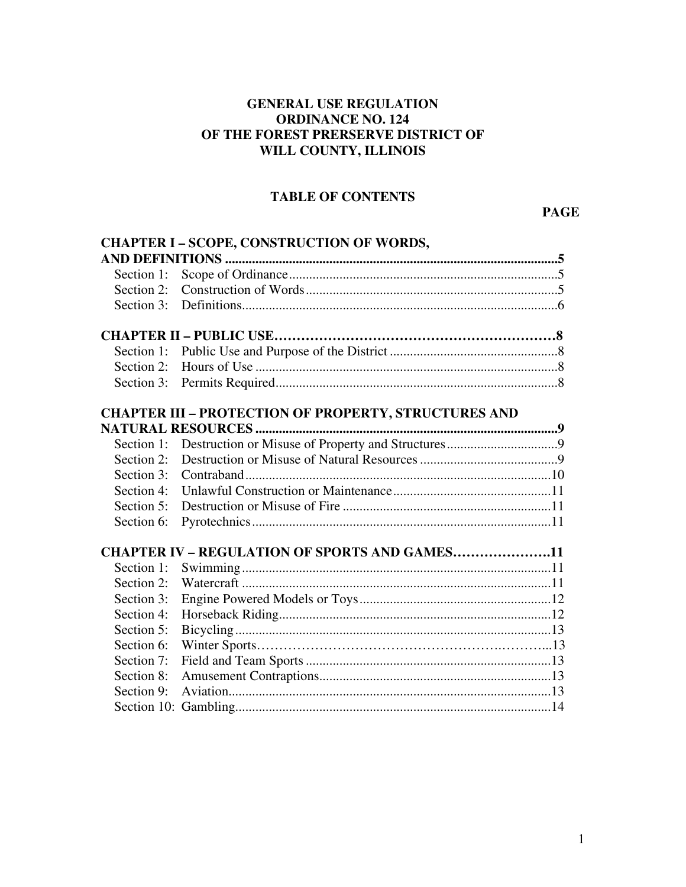# GENERAL USE REGULATION
# ORDINANCE NO. 124
# OF THE FOREST PRERSERVE DISTRICT OF
# WILL COUNTY, ILLINOIS

## TABLE OF CONTENTS

| | | PAGE |
|---|---|---|
| **CHAPTER I – SCOPE, CONSTRUCTION OF WORDS, AND DEFINITIONS** | | **5** |
| Section 1: | Scope of Ordinance | 5 |
| Section 2: | Construction of Words | 5 |
| Section 3: | Definitions | 6 |
| **CHAPTER II – PUBLIC USE** | | **8** |
| Section 1: | Public Use and Purpose of the District | 8 |
| Section 2: | Hours of Use | 8 |
| Section 3: | Permits Required | 8 |
| **CHAPTER III – PROTECTION OF PROPERTY, STRUCTURES AND NATURAL RESOURCES** | | **9** |
| Section 1: | Destruction or Misuse of Property and Structures | 9 |
| Section 2: | Destruction or Misuse of Natural Resources | 9 |
| Section 3: | Contraband | 10 |
| Section 4: | Unlawful Construction or Maintenance | 11 |
| Section 5: | Destruction or Misuse of Fire | 11 |
| Section 6: | Pyrotechnics | 11 |
| **CHAPTER IV – REGULATION OF SPORTS AND GAMES** | | **11** |
| Section 1: | Swimming | 11 |
| Section 2: | Watercraft | 11 |
| Section 3: | Engine Powered Models or Toys | 12 |
| Section 4: | Horseback Riding | 12 |
| Section 5: | Bicycling | 13 |
| Section 6: | Winter Sports | 13 |
| Section 7: | Field and Team Sports | 13 |
| Section 8: | Amusement Contraptions | 13 |
| Section 9: | Aviation | 13 |
| Section 10: | Gambling | 14 |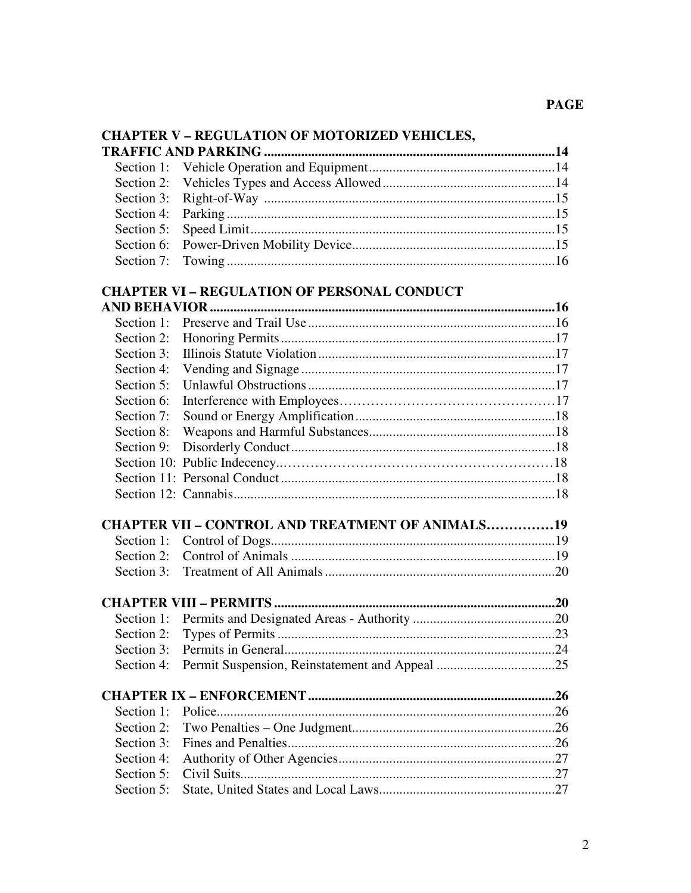**PAGE**

**CHAPTER V – REGULATION OF MOTORIZED VEHICLES, TRAFFIC AND PARKING** ........................................................................ **14**

Section 1: Vehicle Operation and Equipment ........................................................ 14
Section 2: Vehicles Types and Access Allowed ........................................................ 14
Section 3: Right-of-Way ........................................................ 15
Section 4: Parking ........................................................ 15
Section 5: Speed Limit ........................................................ 15
Section 6: Power-Driven Mobility Device ........................................................ 15
Section 7: Towing ........................................................ 16

**CHAPTER VI – REGULATION OF PERSONAL CONDUCT AND BEHAVIOR** ........................................................................ **16**

Section 1: Preserve and Trail Use ........................................................ 16
Section 2: Honoring Permits ........................................................ 17
Section 3: Illinois Statute Violation ........................................................ 17
Section 4: Vending and Signage ........................................................ 17
Section 5: Unlawful Obstructions ........................................................ 17
Section 6: Interference with Employees ........................................................ 17
Section 7: Sound or Energy Amplification ........................................................ 18
Section 8: Weapons and Harmful Substances ........................................................ 18
Section 9: Disorderly Conduct ........................................................ 18
Section 10: Public Indecency ........................................................ 18
Section 11: Personal Conduct ........................................................ 18
Section 12: Cannabis ........................................................ 18

**CHAPTER VII – CONTROL AND TREATMENT OF ANIMALS** ............... **19**

Section 1: Control of Dogs ........................................................ 19
Section 2: Control of Animals ........................................................ 19
Section 3: Treatment of All Animals ........................................................ 20

**CHAPTER VIII – PERMITS** ........................................................................ **20**

Section 1: Permits and Designated Areas - Authority ........................................................ 20
Section 2: Types of Permits ........................................................ 23
Section 3: Permits in General ........................................................ 24
Section 4: Permit Suspension, Reinstatement and Appeal ........................................................ 25

**CHAPTER IX – ENFORCEMENT** ........................................................................ **26**

Section 1: Police ........................................................ 26
Section 2: Two Penalties – One Judgment ........................................................ 26
Section 3: Fines and Penalties ........................................................ 26
Section 4: Authority of Other Agencies ........................................................ 27
Section 5: Civil Suits ........................................................ 27
Section 5: State, United States and Local Laws ........................................................ 27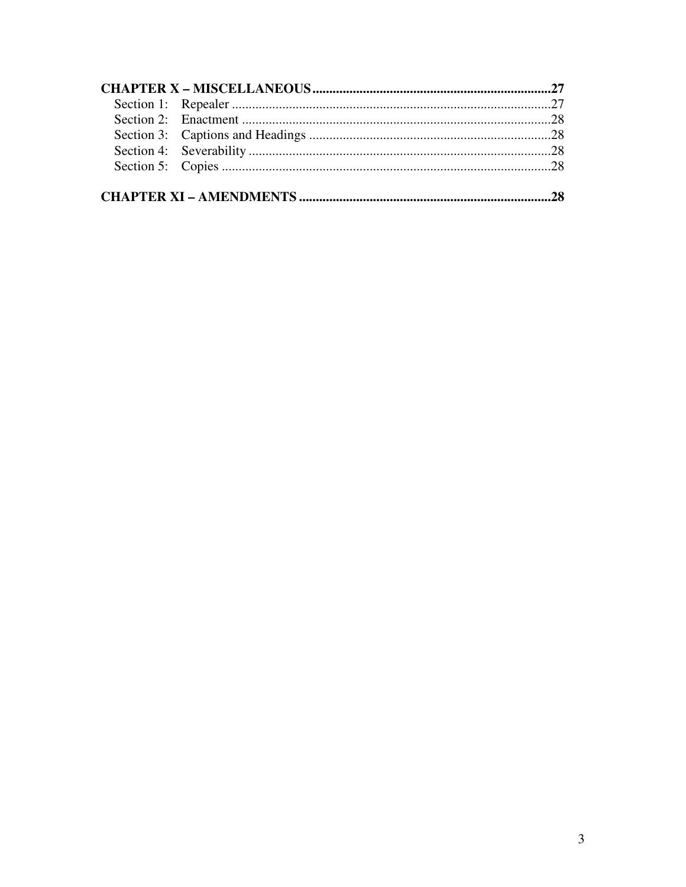**CHAPTER X – MISCELLANEOUS** ....................................................................... **27**

Section 1: Repealer ............................................................................................... 27

Section 2: Enactment ............................................................................................ 28

Section 3: Captions and Headings ........................................................................ 28

Section 4: Severability .......................................................................................... 28

Section 5: Copies .................................................................................................. 28

**CHAPTER XI – AMENDMENTS** ........................................................................... **28**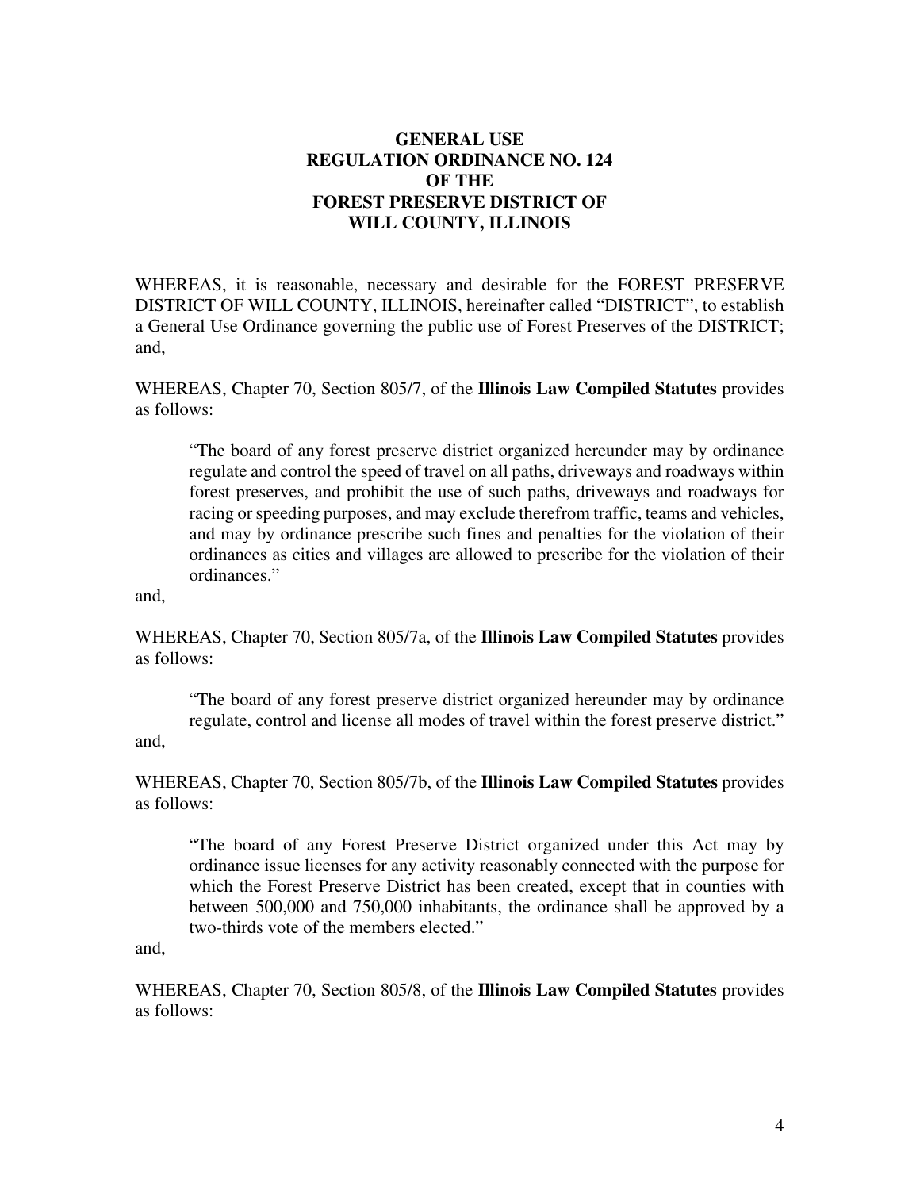# GENERAL USE REGULATION ORDINANCE NO. 124 OF THE FOREST PRESERVE DISTRICT OF WILL COUNTY, ILLINOIS

WHEREAS, it is reasonable, necessary and desirable for the FOREST PRESERVE DISTRICT OF WILL COUNTY, ILLINOIS, hereinafter called "DISTRICT", to establish a General Use Ordinance governing the public use of Forest Preserves of the DISTRICT; and,

WHEREAS, Chapter 70, Section 805/7, of the **Illinois Law Compiled Statutes** provides as follows:

> "The board of any forest preserve district organized hereunder may by ordinance regulate and control the speed of travel on all paths, driveways and roadways within forest preserves, and prohibit the use of such paths, driveways and roadways for racing or speeding purposes, and may exclude therefrom traffic, teams and vehicles, and may by ordinance prescribe such fines and penalties for the violation of their ordinances as cities and villages are allowed to prescribe for the violation of their ordinances."

and,

WHEREAS, Chapter 70, Section 805/7a, of the **Illinois Law Compiled Statutes** provides as follows:

> "The board of any forest preserve district organized hereunder may by ordinance regulate, control and license all modes of travel within the forest preserve district."

and,

WHEREAS, Chapter 70, Section 805/7b, of the **Illinois Law Compiled Statutes** provides as follows:

> "The board of any Forest Preserve District organized under this Act may by ordinance issue licenses for any activity reasonably connected with the purpose for which the Forest Preserve District has been created, except that in counties with between 500,000 and 750,000 inhabitants, the ordinance shall be approved by a two-thirds vote of the members elected."

and,

WHEREAS, Chapter 70, Section 805/8, of the **Illinois Law Compiled Statutes** provides as follows: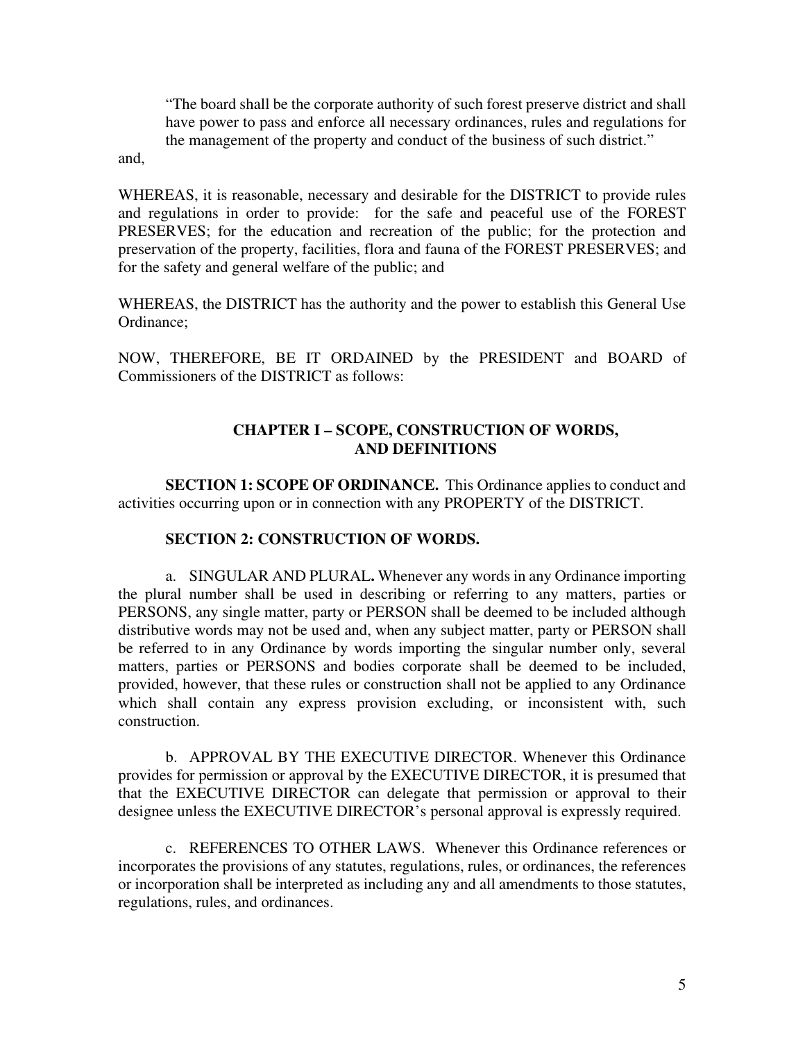> "The board shall be the corporate authority of such forest preserve district and shall have power to pass and enforce all necessary ordinances, rules and regulations for the management of the property and conduct of the business of such district."

and,

WHEREAS, it is reasonable, necessary and desirable for the DISTRICT to provide rules and regulations in order to provide: for the safe and peaceful use of the FOREST PRESERVES; for the education and recreation of the public; for the protection and preservation of the property, facilities, flora and fauna of the FOREST PRESERVES; and for the safety and general welfare of the public; and

WHEREAS, the DISTRICT has the authority and the power to establish this General Use Ordinance;

NOW, THEREFORE, BE IT ORDAINED by the PRESIDENT and BOARD of Commissioners of the DISTRICT as follows:

## CHAPTER I – SCOPE, CONSTRUCTION OF WORDS, AND DEFINITIONS

**SECTION 1: SCOPE OF ORDINANCE.** This Ordinance applies to conduct and activities occurring upon or in connection with any PROPERTY of the DISTRICT.

**SECTION 2: CONSTRUCTION OF WORDS.**

a. SINGULAR AND PLURAL**.** Whenever any words in any Ordinance importing the plural number shall be used in describing or referring to any matters, parties or PERSONS, any single matter, party or PERSON shall be deemed to be included although distributive words may not be used and, when any subject matter, party or PERSON shall be referred to in any Ordinance by words importing the singular number only, several matters, parties or PERSONS and bodies corporate shall be deemed to be included, provided, however, that these rules or construction shall not be applied to any Ordinance which shall contain any express provision excluding, or inconsistent with, such construction.

b. APPROVAL BY THE EXECUTIVE DIRECTOR. Whenever this Ordinance provides for permission or approval by the EXECUTIVE DIRECTOR, it is presumed that that the EXECUTIVE DIRECTOR can delegate that permission or approval to their designee unless the EXECUTIVE DIRECTOR's personal approval is expressly required.

c. REFERENCES TO OTHER LAWS. Whenever this Ordinance references or incorporates the provisions of any statutes, regulations, rules, or ordinances, the references or incorporation shall be interpreted as including any and all amendments to those statutes, regulations, rules, and ordinances.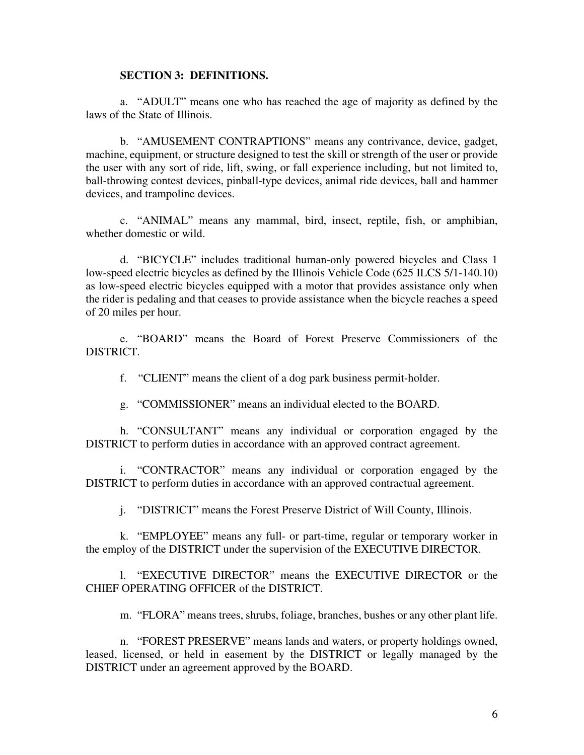## SECTION 3: DEFINITIONS.

a. "ADULT" means one who has reached the age of majority as defined by the laws of the State of Illinois.

b. "AMUSEMENT CONTRAPTIONS" means any contrivance, device, gadget, machine, equipment, or structure designed to test the skill or strength of the user or provide the user with any sort of ride, lift, swing, or fall experience including, but not limited to, ball-throwing contest devices, pinball-type devices, animal ride devices, ball and hammer devices, and trampoline devices.

c. "ANIMAL" means any mammal, bird, insect, reptile, fish, or amphibian, whether domestic or wild.

d. "BICYCLE" includes traditional human-only powered bicycles and Class 1 low-speed electric bicycles as defined by the Illinois Vehicle Code (625 ILCS 5/1-140.10) as low-speed electric bicycles equipped with a motor that provides assistance only when the rider is pedaling and that ceases to provide assistance when the bicycle reaches a speed of 20 miles per hour.

e. "BOARD" means the Board of Forest Preserve Commissioners of the DISTRICT.

f. "CLIENT" means the client of a dog park business permit-holder.

g. "COMMISSIONER" means an individual elected to the BOARD.

h. "CONSULTANT" means any individual or corporation engaged by the DISTRICT to perform duties in accordance with an approved contract agreement.

i. "CONTRACTOR" means any individual or corporation engaged by the DISTRICT to perform duties in accordance with an approved contractual agreement.

j. "DISTRICT" means the Forest Preserve District of Will County, Illinois.

k. "EMPLOYEE" means any full- or part-time, regular or temporary worker in the employ of the DISTRICT under the supervision of the EXECUTIVE DIRECTOR.

l. "EXECUTIVE DIRECTOR" means the EXECUTIVE DIRECTOR or the CHIEF OPERATING OFFICER of the DISTRICT.

m. "FLORA" means trees, shrubs, foliage, branches, bushes or any other plant life.

n. "FOREST PRESERVE" means lands and waters, or property holdings owned, leased, licensed, or held in easement by the DISTRICT or legally managed by the DISTRICT under an agreement approved by the BOARD.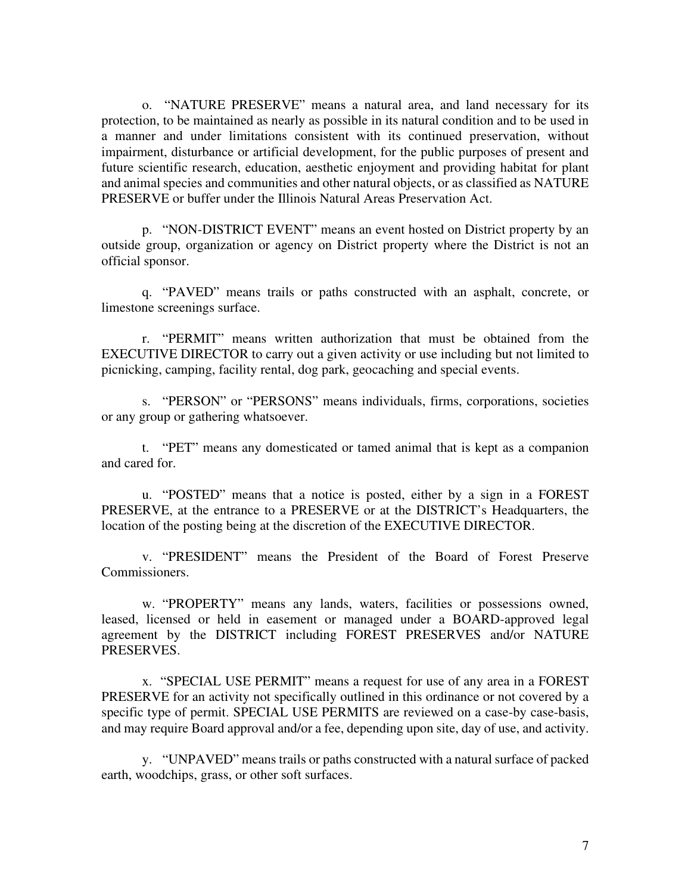o. "NATURE PRESERVE" means a natural area, and land necessary for its protection, to be maintained as nearly as possible in its natural condition and to be used in a manner and under limitations consistent with its continued preservation, without impairment, disturbance or artificial development, for the public purposes of present and future scientific research, education, aesthetic enjoyment and providing habitat for plant and animal species and communities and other natural objects, or as classified as NATURE PRESERVE or buffer under the Illinois Natural Areas Preservation Act.

p. "NON-DISTRICT EVENT" means an event hosted on District property by an outside group, organization or agency on District property where the District is not an official sponsor.

q. "PAVED" means trails or paths constructed with an asphalt, concrete, or limestone screenings surface.

r. "PERMIT" means written authorization that must be obtained from the EXECUTIVE DIRECTOR to carry out a given activity or use including but not limited to picnicking, camping, facility rental, dog park, geocaching and special events.

s. "PERSON" or "PERSONS" means individuals, firms, corporations, societies or any group or gathering whatsoever.

t. "PET" means any domesticated or tamed animal that is kept as a companion and cared for.

u. "POSTED" means that a notice is posted, either by a sign in a FOREST PRESERVE, at the entrance to a PRESERVE or at the DISTRICT's Headquarters, the location of the posting being at the discretion of the EXECUTIVE DIRECTOR.

v. "PRESIDENT" means the President of the Board of Forest Preserve Commissioners.

w. "PROPERTY" means any lands, waters, facilities or possessions owned, leased, licensed or held in easement or managed under a BOARD-approved legal agreement by the DISTRICT including FOREST PRESERVES and/or NATURE PRESERVES.

x. "SPECIAL USE PERMIT" means a request for use of any area in a FOREST PRESERVE for an activity not specifically outlined in this ordinance or not covered by a specific type of permit. SPECIAL USE PERMITS are reviewed on a case-by case-basis, and may require Board approval and/or a fee, depending upon site, day of use, and activity.

y. "UNPAVED" means trails or paths constructed with a natural surface of packed earth, woodchips, grass, or other soft surfaces.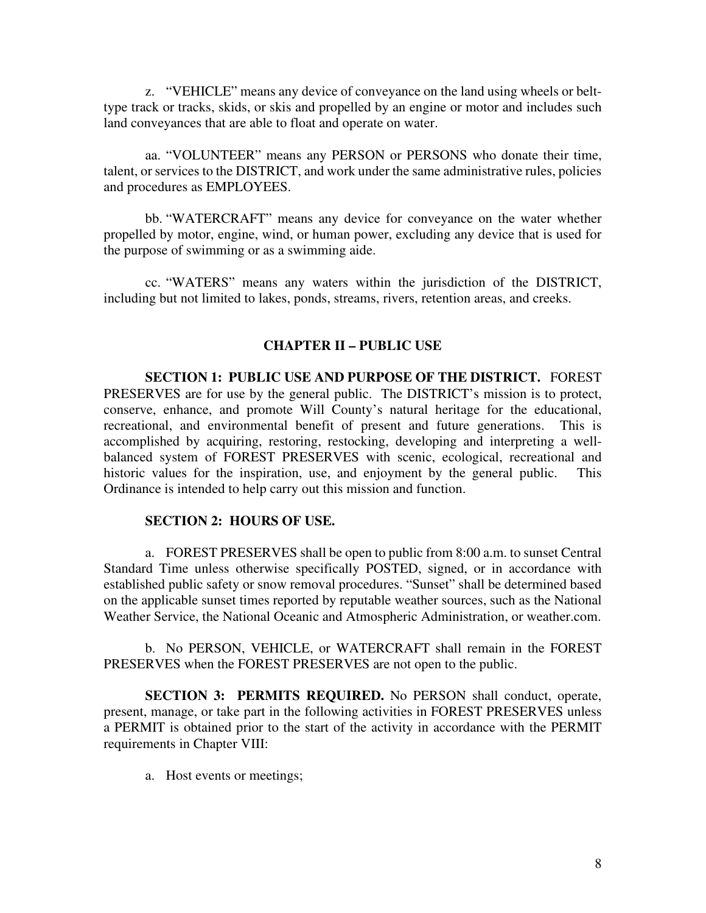z. “VEHICLE” means any device of conveyance on the land using wheels or belt-type track or tracks, skids, or skis and propelled by an engine or motor and includes such land conveyances that are able to float and operate on water.

aa. “VOLUNTEER” means any PERSON or PERSONS who donate their time, talent, or services to the DISTRICT, and work under the same administrative rules, policies and procedures as EMPLOYEES.

bb. “WATERCRAFT” means any device for conveyance on the water whether propelled by motor, engine, wind, or human power, excluding any device that is used for the purpose of swimming or as a swimming aide.

cc. “WATERS” means any waters within the jurisdiction of the DISTRICT, including but not limited to lakes, ponds, streams, rivers, retention areas, and creeks.

## CHAPTER II – PUBLIC USE

**SECTION 1: PUBLIC USE AND PURPOSE OF THE DISTRICT.** FOREST PRESERVES are for use by the general public. The DISTRICT’s mission is to protect, conserve, enhance, and promote Will County’s natural heritage for the educational, recreational, and environmental benefit of present and future generations. This is accomplished by acquiring, restoring, restocking, developing and interpreting a well-balanced system of FOREST PRESERVES with scenic, ecological, recreational and historic values for the inspiration, use, and enjoyment by the general public. This Ordinance is intended to help carry out this mission and function.

**SECTION 2: HOURS OF USE.**

a. FOREST PRESERVES shall be open to public from 8:00 a.m. to sunset Central Standard Time unless otherwise specifically POSTED, signed, or in accordance with established public safety or snow removal procedures. “Sunset” shall be determined based on the applicable sunset times reported by reputable weather sources, such as the National Weather Service, the National Oceanic and Atmospheric Administration, or weather.com.

b. No PERSON, VEHICLE, or WATERCRAFT shall remain in the FOREST PRESERVES when the FOREST PRESERVES are not open to the public.

**SECTION 3: PERMITS REQUIRED.** No PERSON shall conduct, operate, present, manage, or take part in the following activities in FOREST PRESERVES unless a PERMIT is obtained prior to the start of the activity in accordance with the PERMIT requirements in Chapter VIII:

a. Host events or meetings;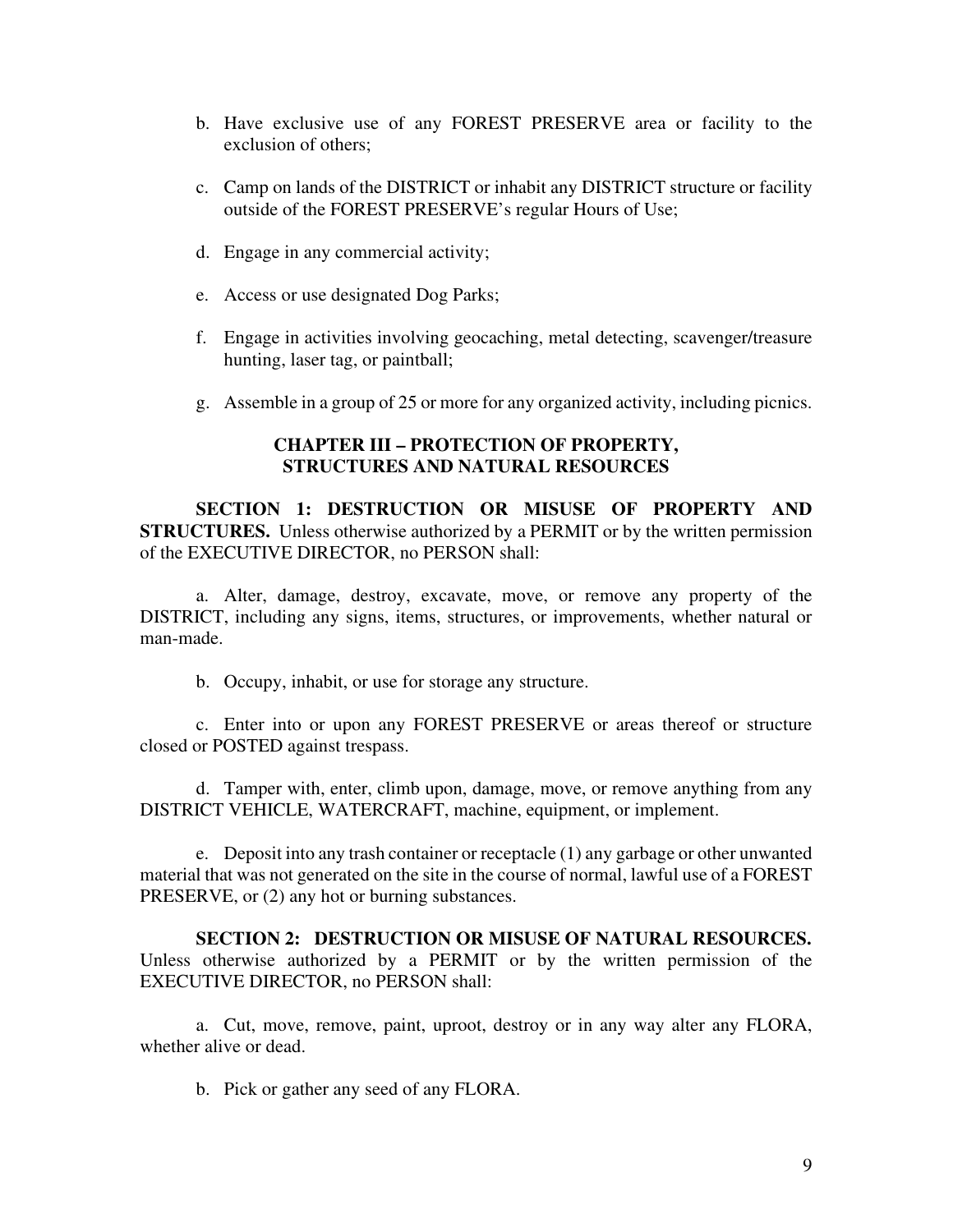b. Have exclusive use of any FOREST PRESERVE area or facility to the exclusion of others;

c. Camp on lands of the DISTRICT or inhabit any DISTRICT structure or facility outside of the FOREST PRESERVE's regular Hours of Use;

d. Engage in any commercial activity;

e. Access or use designated Dog Parks;

f. Engage in activities involving geocaching, metal detecting, scavenger/treasure hunting, laser tag, or paintball;

g. Assemble in a group of 25 or more for any organized activity, including picnics.

## CHAPTER III – PROTECTION OF PROPERTY, STRUCTURES AND NATURAL RESOURCES

**SECTION 1: DESTRUCTION OR MISUSE OF PROPERTY AND STRUCTURES.** Unless otherwise authorized by a PERMIT or by the written permission of the EXECUTIVE DIRECTOR, no PERSON shall:

a. Alter, damage, destroy, excavate, move, or remove any property of the DISTRICT, including any signs, items, structures, or improvements, whether natural or man-made.

b. Occupy, inhabit, or use for storage any structure.

c. Enter into or upon any FOREST PRESERVE or areas thereof or structure closed or POSTED against trespass.

d. Tamper with, enter, climb upon, damage, move, or remove anything from any DISTRICT VEHICLE, WATERCRAFT, machine, equipment, or implement.

e. Deposit into any trash container or receptacle (1) any garbage or other unwanted material that was not generated on the site in the course of normal, lawful use of a FOREST PRESERVE, or (2) any hot or burning substances.

**SECTION 2: DESTRUCTION OR MISUSE OF NATURAL RESOURCES.** Unless otherwise authorized by a PERMIT or by the written permission of the EXECUTIVE DIRECTOR, no PERSON shall:

a. Cut, move, remove, paint, uproot, destroy or in any way alter any FLORA, whether alive or dead.

b. Pick or gather any seed of any FLORA.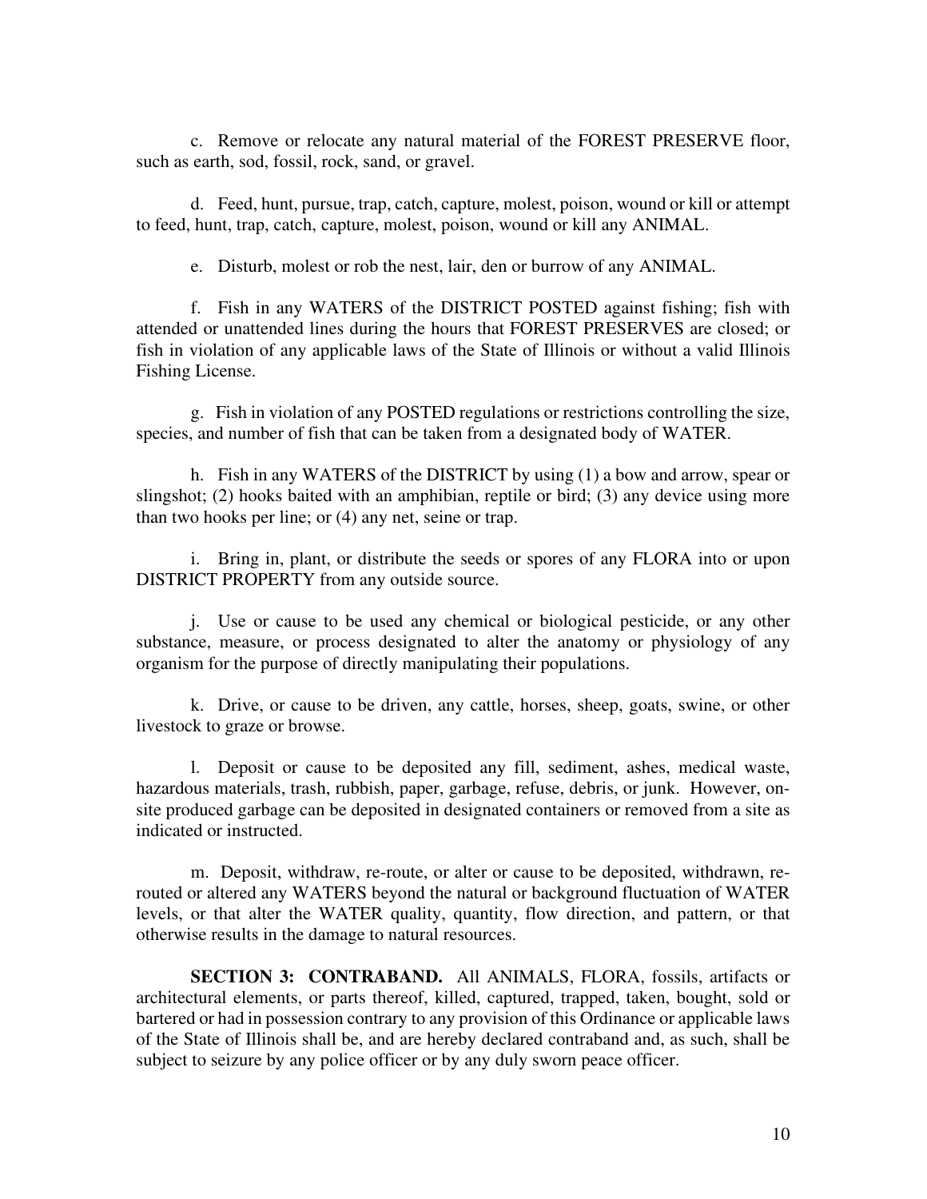c. Remove or relocate any natural material of the FOREST PRESERVE floor, such as earth, sod, fossil, rock, sand, or gravel.

d. Feed, hunt, pursue, trap, catch, capture, molest, poison, wound or kill or attempt to feed, hunt, trap, catch, capture, molest, poison, wound or kill any ANIMAL.

e. Disturb, molest or rob the nest, lair, den or burrow of any ANIMAL.

f. Fish in any WATERS of the DISTRICT POSTED against fishing; fish with attended or unattended lines during the hours that FOREST PRESERVES are closed; or fish in violation of any applicable laws of the State of Illinois or without a valid Illinois Fishing License.

g. Fish in violation of any POSTED regulations or restrictions controlling the size, species, and number of fish that can be taken from a designated body of WATER.

h. Fish in any WATERS of the DISTRICT by using (1) a bow and arrow, spear or slingshot; (2) hooks baited with an amphibian, reptile or bird; (3) any device using more than two hooks per line; or (4) any net, seine or trap.

i. Bring in, plant, or distribute the seeds or spores of any FLORA into or upon DISTRICT PROPERTY from any outside source.

j. Use or cause to be used any chemical or biological pesticide, or any other substance, measure, or process designated to alter the anatomy or physiology of any organism for the purpose of directly manipulating their populations.

k. Drive, or cause to be driven, any cattle, horses, sheep, goats, swine, or other livestock to graze or browse.

l. Deposit or cause to be deposited any fill, sediment, ashes, medical waste, hazardous materials, trash, rubbish, paper, garbage, refuse, debris, or junk. However, on-site produced garbage can be deposited in designated containers or removed from a site as indicated or instructed.

m. Deposit, withdraw, re-route, or alter or cause to be deposited, withdrawn, re-routed or altered any WATERS beyond the natural or background fluctuation of WATER levels, or that alter the WATER quality, quantity, flow direction, and pattern, or that otherwise results in the damage to natural resources.

**SECTION 3: CONTRABAND.** All ANIMALS, FLORA, fossils, artifacts or architectural elements, or parts thereof, killed, captured, trapped, taken, bought, sold or bartered or had in possession contrary to any provision of this Ordinance or applicable laws of the State of Illinois shall be, and are hereby declared contraband and, as such, shall be subject to seizure by any police officer or by any duly sworn peace officer.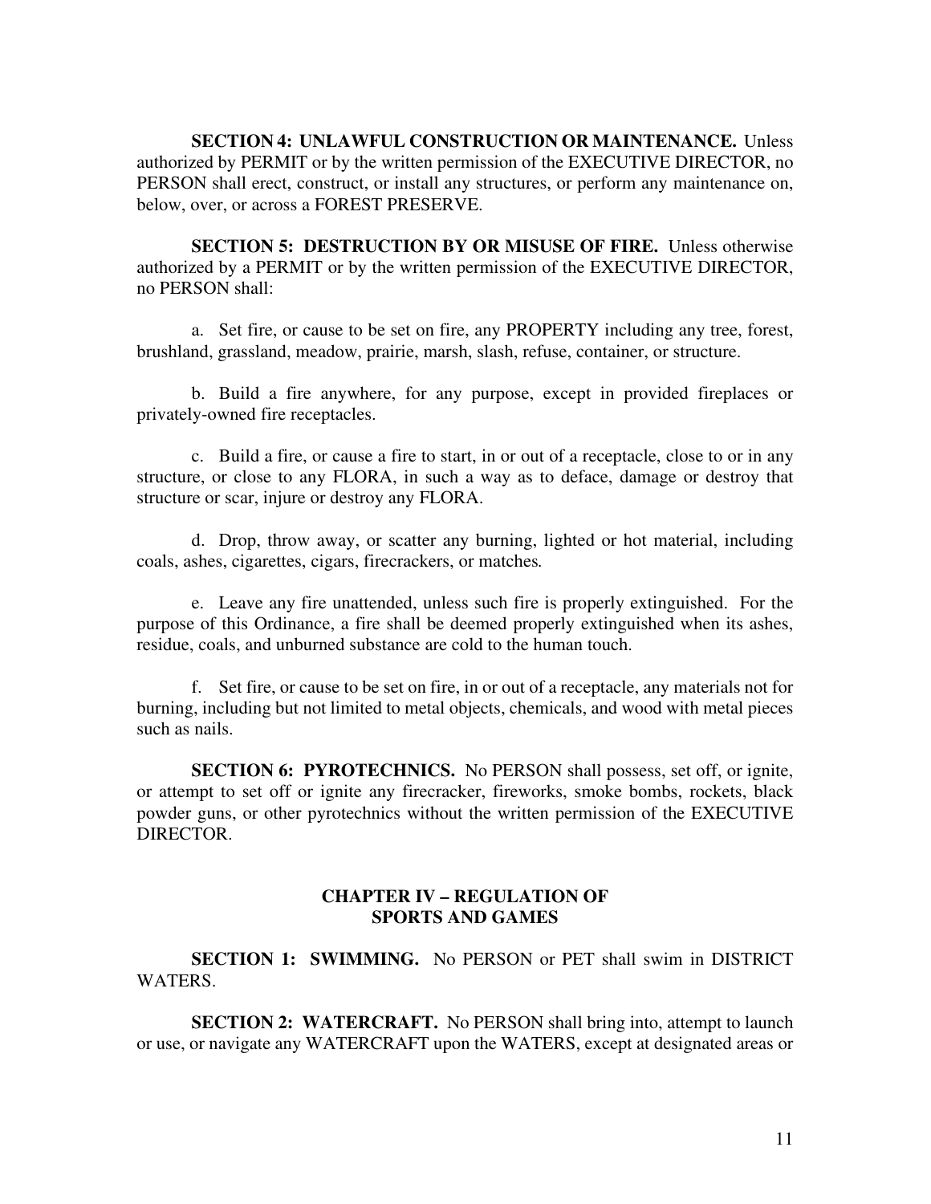**SECTION 4: UNLAWFUL CONSTRUCTION OR MAINTENANCE.** Unless authorized by PERMIT or by the written permission of the EXECUTIVE DIRECTOR, no PERSON shall erect, construct, or install any structures, or perform any maintenance on, below, over, or across a FOREST PRESERVE.

**SECTION 5: DESTRUCTION BY OR MISUSE OF FIRE.** Unless otherwise authorized by a PERMIT or by the written permission of the EXECUTIVE DIRECTOR, no PERSON shall:

a. Set fire, or cause to be set on fire, any PROPERTY including any tree, forest, brushland, grassland, meadow, prairie, marsh, slash, refuse, container, or structure.

b. Build a fire anywhere, for any purpose, except in provided fireplaces or privately-owned fire receptacles.

c. Build a fire, or cause a fire to start, in or out of a receptacle, close to or in any structure, or close to any FLORA, in such a way as to deface, damage or destroy that structure or scar, injure or destroy any FLORA.

d. Drop, throw away, or scatter any burning, lighted or hot material, including coals, ashes, cigarettes, cigars, firecrackers, or matches.

e. Leave any fire unattended, unless such fire is properly extinguished. For the purpose of this Ordinance, a fire shall be deemed properly extinguished when its ashes, residue, coals, and unburned substance are cold to the human touch.

f. Set fire, or cause to be set on fire, in or out of a receptacle, any materials not for burning, including but not limited to metal objects, chemicals, and wood with metal pieces such as nails.

**SECTION 6: PYROTECHNICS.** No PERSON shall possess, set off, or ignite, or attempt to set off or ignite any firecracker, fireworks, smoke bombs, rockets, black powder guns, or other pyrotechnics without the written permission of the EXECUTIVE DIRECTOR.

## CHAPTER IV – REGULATION OF SPORTS AND GAMES

**SECTION 1: SWIMMING.** No PERSON or PET shall swim in DISTRICT WATERS.

**SECTION 2: WATERCRAFT.** No PERSON shall bring into, attempt to launch or use, or navigate any WATERCRAFT upon the WATERS, except at designated areas or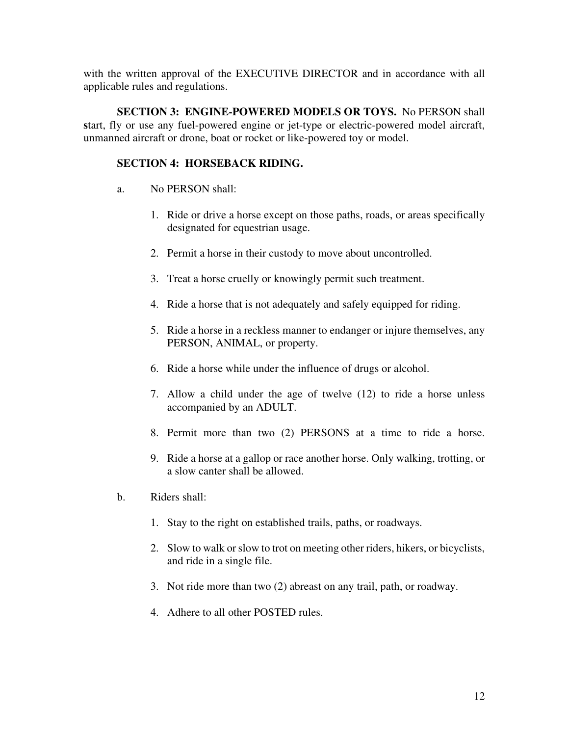with the written approval of the EXECUTIVE DIRECTOR and in accordance with all applicable rules and regulations.

**SECTION 3: ENGINE-POWERED MODELS OR TOYS.** No PERSON shall start, fly or use any fuel-powered engine or jet-type or electric-powered model aircraft, unmanned aircraft or drone, boat or rocket or like-powered toy or model.

**SECTION 4: HORSEBACK RIDING.**

a. No PERSON shall:

1. Ride or drive a horse except on those paths, roads, or areas specifically designated for equestrian usage.

2. Permit a horse in their custody to move about uncontrolled.

3. Treat a horse cruelly or knowingly permit such treatment.

4. Ride a horse that is not adequately and safely equipped for riding.

5. Ride a horse in a reckless manner to endanger or injure themselves, any PERSON, ANIMAL, or property.

6. Ride a horse while under the influence of drugs or alcohol.

7. Allow a child under the age of twelve (12) to ride a horse unless accompanied by an ADULT.

8. Permit more than two (2) PERSONS at a time to ride a horse.

9. Ride a horse at a gallop or race another horse. Only walking, trotting, or a slow canter shall be allowed.

b. Riders shall:

1. Stay to the right on established trails, paths, or roadways.

2. Slow to walk or slow to trot on meeting other riders, hikers, or bicyclists, and ride in a single file.

3. Not ride more than two (2) abreast on any trail, path, or roadway.

4. Adhere to all other POSTED rules.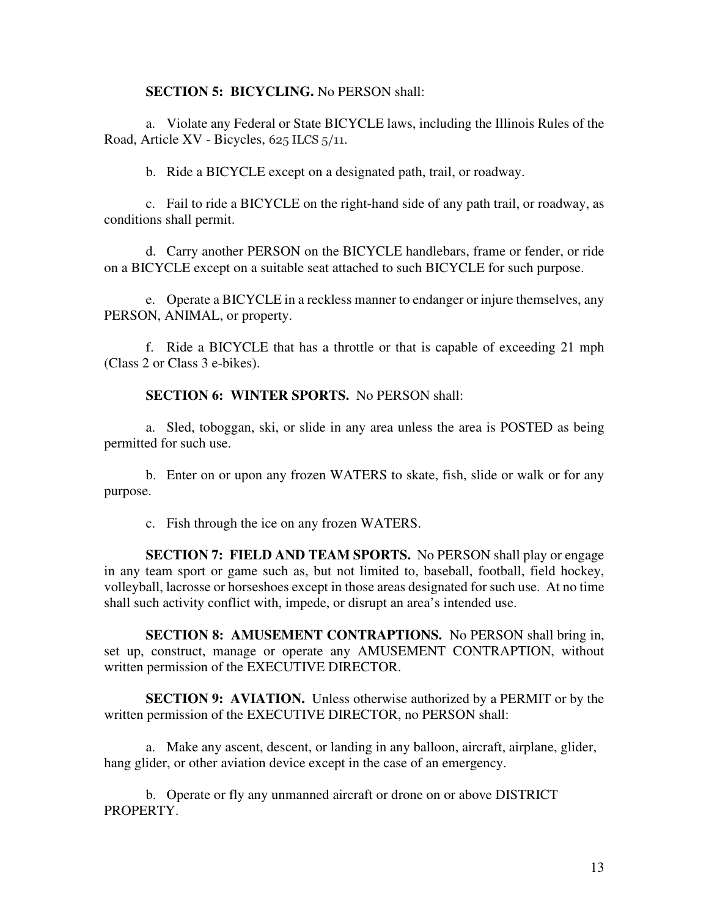**SECTION 5: BICYCLING.** No PERSON shall:

a. Violate any Federal or State BICYCLE laws, including the Illinois Rules of the Road, Article XV - Bicycles, 625 ILCS 5/11.

b. Ride a BICYCLE except on a designated path, trail, or roadway.

c. Fail to ride a BICYCLE on the right-hand side of any path trail, or roadway, as conditions shall permit.

d. Carry another PERSON on the BICYCLE handlebars, frame or fender, or ride on a BICYCLE except on a suitable seat attached to such BICYCLE for such purpose.

e. Operate a BICYCLE in a reckless manner to endanger or injure themselves, any PERSON, ANIMAL, or property.

f. Ride a BICYCLE that has a throttle or that is capable of exceeding 21 mph (Class 2 or Class 3 e-bikes).

**SECTION 6: WINTER SPORTS.** No PERSON shall:

a. Sled, toboggan, ski, or slide in any area unless the area is POSTED as being permitted for such use.

b. Enter on or upon any frozen WATERS to skate, fish, slide or walk or for any purpose.

c. Fish through the ice on any frozen WATERS.

**SECTION 7: FIELD AND TEAM SPORTS.** No PERSON shall play or engage in any team sport or game such as, but not limited to, baseball, football, field hockey, volleyball, lacrosse or horseshoes except in those areas designated for such use. At no time shall such activity conflict with, impede, or disrupt an area's intended use.

**SECTION 8: AMUSEMENT CONTRAPTIONS.** No PERSON shall bring in, set up, construct, manage or operate any AMUSEMENT CONTRAPTION, without written permission of the EXECUTIVE DIRECTOR.

**SECTION 9: AVIATION.** Unless otherwise authorized by a PERMIT or by the written permission of the EXECUTIVE DIRECTOR, no PERSON shall:

a. Make any ascent, descent, or landing in any balloon, aircraft, airplane, glider, hang glider, or other aviation device except in the case of an emergency.

b. Operate or fly any unmanned aircraft or drone on or above DISTRICT PROPERTY.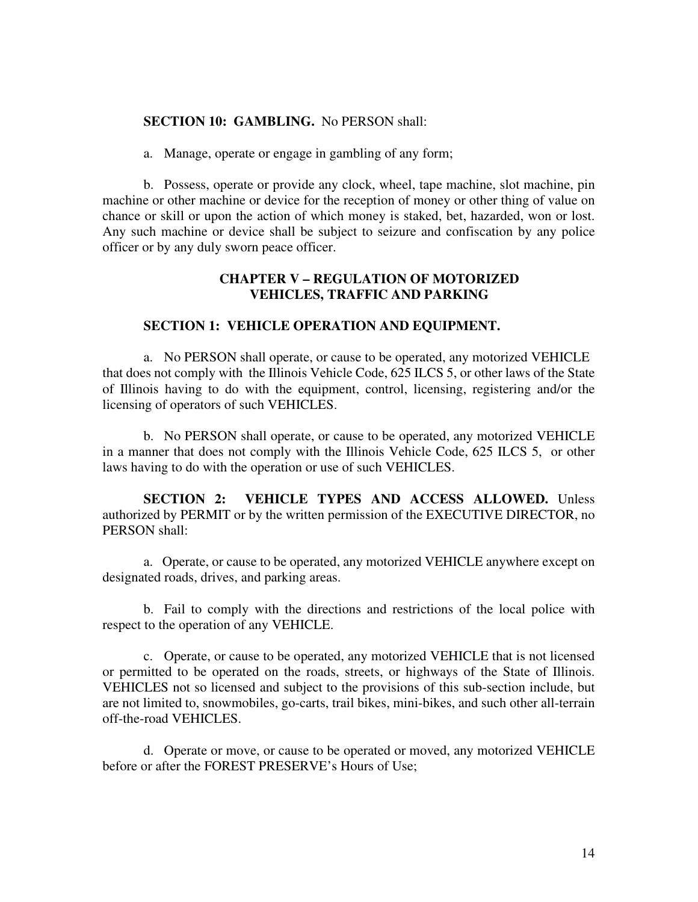**SECTION 10: GAMBLING.** No PERSON shall:

a. Manage, operate or engage in gambling of any form;

b. Possess, operate or provide any clock, wheel, tape machine, slot machine, pin machine or other machine or device for the reception of money or other thing of value on chance or skill or upon the action of which money is staked, bet, hazarded, won or lost. Any such machine or device shall be subject to seizure and confiscation by any police officer or by any duly sworn peace officer.

## CHAPTER V – REGULATION OF MOTORIZED VEHICLES, TRAFFIC AND PARKING

**SECTION 1: VEHICLE OPERATION AND EQUIPMENT.**

a. No PERSON shall operate, or cause to be operated, any motorized VEHICLE that does not comply with the Illinois Vehicle Code, 625 ILCS 5, or other laws of the State of Illinois having to do with the equipment, control, licensing, registering and/or the licensing of operators of such VEHICLES.

b. No PERSON shall operate, or cause to be operated, any motorized VEHICLE in a manner that does not comply with the Illinois Vehicle Code, 625 ILCS 5, or other laws having to do with the operation or use of such VEHICLES.

**SECTION 2: VEHICLE TYPES AND ACCESS ALLOWED.** Unless authorized by PERMIT or by the written permission of the EXECUTIVE DIRECTOR, no PERSON shall:

a. Operate, or cause to be operated, any motorized VEHICLE anywhere except on designated roads, drives, and parking areas.

b. Fail to comply with the directions and restrictions of the local police with respect to the operation of any VEHICLE.

c. Operate, or cause to be operated, any motorized VEHICLE that is not licensed or permitted to be operated on the roads, streets, or highways of the State of Illinois. VEHICLES not so licensed and subject to the provisions of this sub-section include, but are not limited to, snowmobiles, go-carts, trail bikes, mini-bikes, and such other all-terrain off-the-road VEHICLES.

d. Operate or move, or cause to be operated or moved, any motorized VEHICLE before or after the FOREST PRESERVE's Hours of Use;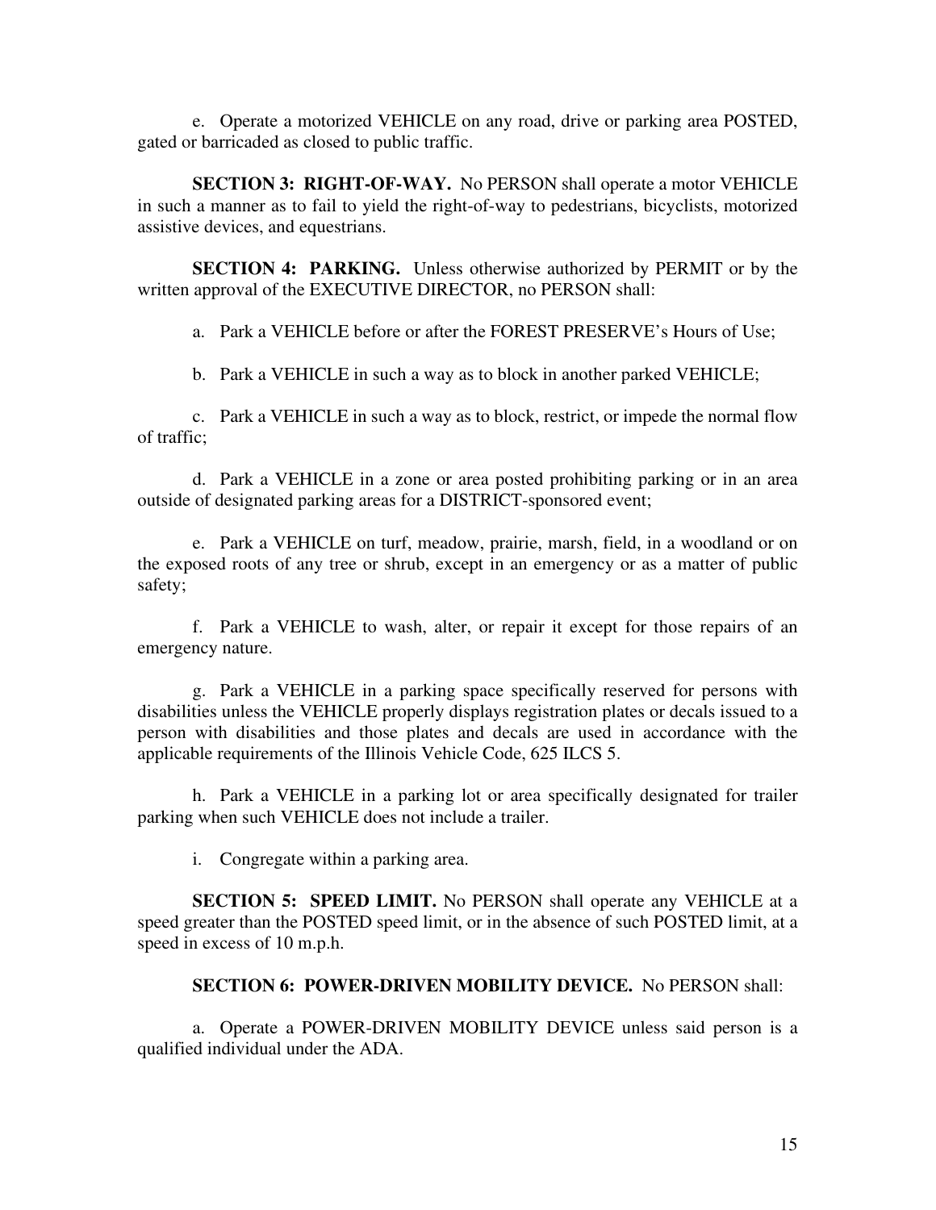e. Operate a motorized VEHICLE on any road, drive or parking area POSTED, gated or barricaded as closed to public traffic.

**SECTION 3: RIGHT-OF-WAY.** No PERSON shall operate a motor VEHICLE in such a manner as to fail to yield the right-of-way to pedestrians, bicyclists, motorized assistive devices, and equestrians.

**SECTION 4: PARKING.** Unless otherwise authorized by PERMIT or by the written approval of the EXECUTIVE DIRECTOR, no PERSON shall:

a. Park a VEHICLE before or after the FOREST PRESERVE's Hours of Use;

b. Park a VEHICLE in such a way as to block in another parked VEHICLE;

c. Park a VEHICLE in such a way as to block, restrict, or impede the normal flow of traffic;

d. Park a VEHICLE in a zone or area posted prohibiting parking or in an area outside of designated parking areas for a DISTRICT-sponsored event;

e. Park a VEHICLE on turf, meadow, prairie, marsh, field, in a woodland or on the exposed roots of any tree or shrub, except in an emergency or as a matter of public safety;

f. Park a VEHICLE to wash, alter, or repair it except for those repairs of an emergency nature.

g. Park a VEHICLE in a parking space specifically reserved for persons with disabilities unless the VEHICLE properly displays registration plates or decals issued to a person with disabilities and those plates and decals are used in accordance with the applicable requirements of the Illinois Vehicle Code, 625 ILCS 5.

h. Park a VEHICLE in a parking lot or area specifically designated for trailer parking when such VEHICLE does not include a trailer.

i. Congregate within a parking area.

**SECTION 5: SPEED LIMIT.** No PERSON shall operate any VEHICLE at a speed greater than the POSTED speed limit, or in the absence of such POSTED limit, at a speed in excess of 10 m.p.h.

**SECTION 6: POWER-DRIVEN MOBILITY DEVICE.** No PERSON shall:

a. Operate a POWER-DRIVEN MOBILITY DEVICE unless said person is a qualified individual under the ADA.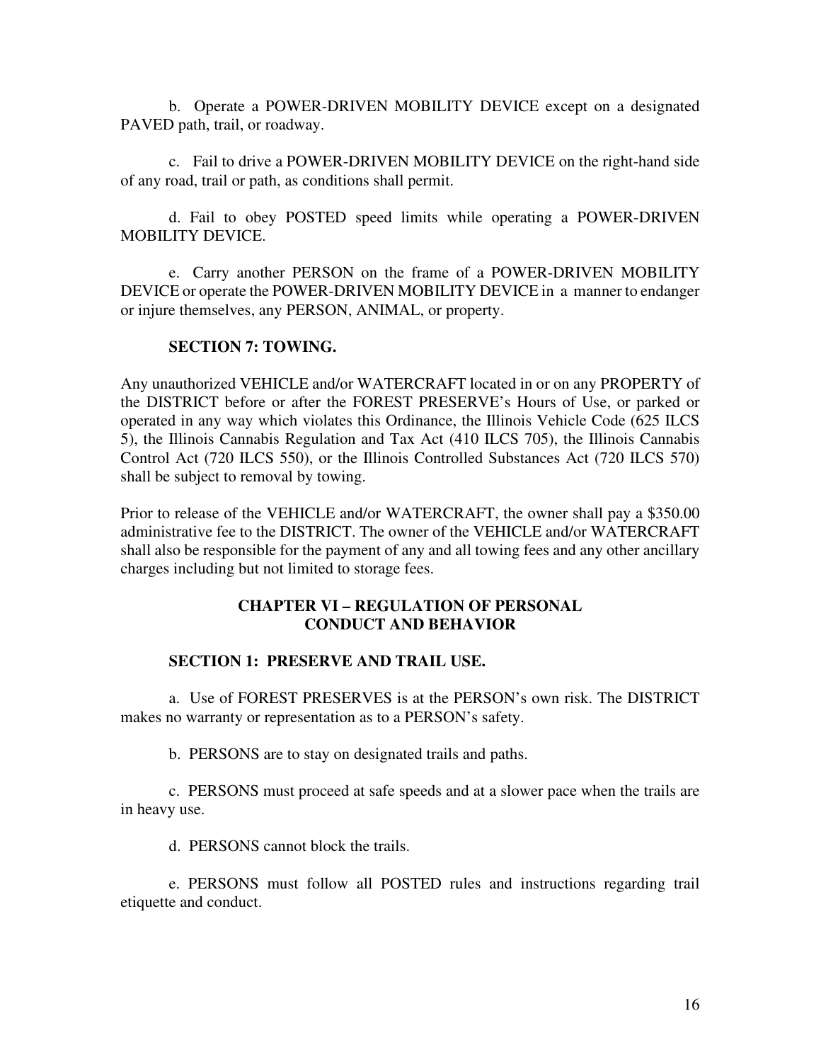b. Operate a POWER-DRIVEN MOBILITY DEVICE except on a designated PAVED path, trail, or roadway.

c. Fail to drive a POWER-DRIVEN MOBILITY DEVICE on the right-hand side of any road, trail or path, as conditions shall permit.

d. Fail to obey POSTED speed limits while operating a POWER-DRIVEN MOBILITY DEVICE.

e. Carry another PERSON on the frame of a POWER-DRIVEN MOBILITY DEVICE or operate the POWER-DRIVEN MOBILITY DEVICE in a manner to endanger or injure themselves, any PERSON, ANIMAL, or property.

**SECTION 7: TOWING.**

Any unauthorized VEHICLE and/or WATERCRAFT located in or on any PROPERTY of the DISTRICT before or after the FOREST PRESERVE's Hours of Use, or parked or operated in any way which violates this Ordinance, the Illinois Vehicle Code (625 ILCS 5), the Illinois Cannabis Regulation and Tax Act (410 ILCS 705), the Illinois Cannabis Control Act (720 ILCS 550), or the Illinois Controlled Substances Act (720 ILCS 570) shall be subject to removal by towing.

Prior to release of the VEHICLE and/or WATERCRAFT, the owner shall pay a $350.00 administrative fee to the DISTRICT. The owner of the VEHICLE and/or WATERCRAFT shall also be responsible for the payment of any and all towing fees and any other ancillary charges including but not limited to storage fees.

## CHAPTER VI – REGULATION OF PERSONAL CONDUCT AND BEHAVIOR

**SECTION 1: PRESERVE AND TRAIL USE.**

a. Use of FOREST PRESERVES is at the PERSON's own risk. The DISTRICT makes no warranty or representation as to a PERSON's safety.

b. PERSONS are to stay on designated trails and paths.

c. PERSONS must proceed at safe speeds and at a slower pace when the trails are in heavy use.

d. PERSONS cannot block the trails.

e. PERSONS must follow all POSTED rules and instructions regarding trail etiquette and conduct.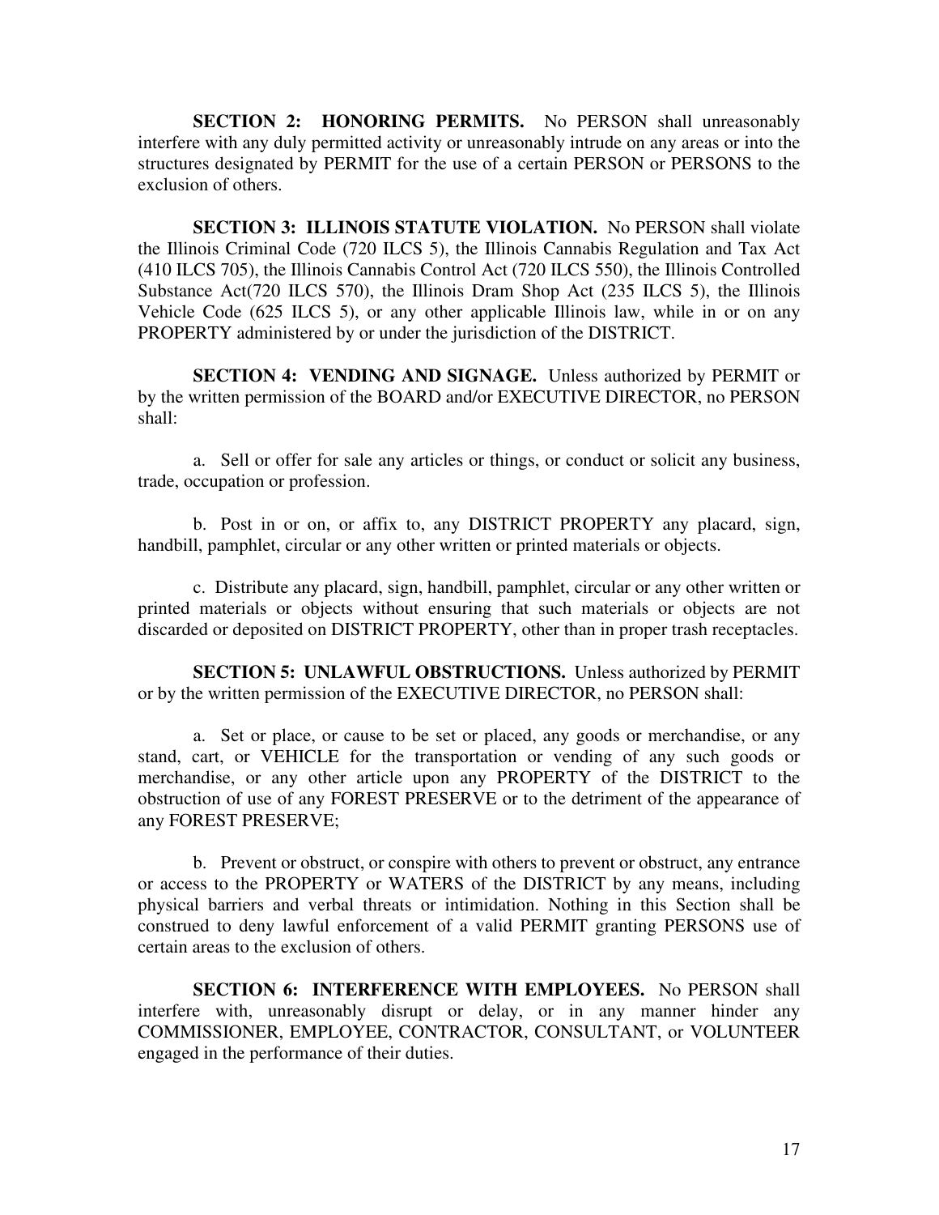**SECTION 2: HONORING PERMITS.** No PERSON shall unreasonably interfere with any duly permitted activity or unreasonably intrude on any areas or into the structures designated by PERMIT for the use of a certain PERSON or PERSONS to the exclusion of others.

**SECTION 3: ILLINOIS STATUTE VIOLATION.** No PERSON shall violate the Illinois Criminal Code (720 ILCS 5), the Illinois Cannabis Regulation and Tax Act (410 ILCS 705), the Illinois Cannabis Control Act (720 ILCS 550), the Illinois Controlled Substance Act(720 ILCS 570), the Illinois Dram Shop Act (235 ILCS 5), the Illinois Vehicle Code (625 ILCS 5), or any other applicable Illinois law, while in or on any PROPERTY administered by or under the jurisdiction of the DISTRICT.

**SECTION 4: VENDING AND SIGNAGE.** Unless authorized by PERMIT or by the written permission of the BOARD and/or EXECUTIVE DIRECTOR, no PERSON shall:

a. Sell or offer for sale any articles or things, or conduct or solicit any business, trade, occupation or profession.

b. Post in or on, or affix to, any DISTRICT PROPERTY any placard, sign, handbill, pamphlet, circular or any other written or printed materials or objects.

c. Distribute any placard, sign, handbill, pamphlet, circular or any other written or printed materials or objects without ensuring that such materials or objects are not discarded or deposited on DISTRICT PROPERTY, other than in proper trash receptacles.

**SECTION 5: UNLAWFUL OBSTRUCTIONS.** Unless authorized by PERMIT or by the written permission of the EXECUTIVE DIRECTOR, no PERSON shall:

a. Set or place, or cause to be set or placed, any goods or merchandise, or any stand, cart, or VEHICLE for the transportation or vending of any such goods or merchandise, or any other article upon any PROPERTY of the DISTRICT to the obstruction of use of any FOREST PRESERVE or to the detriment of the appearance of any FOREST PRESERVE;

b. Prevent or obstruct, or conspire with others to prevent or obstruct, any entrance or access to the PROPERTY or WATERS of the DISTRICT by any means, including physical barriers and verbal threats or intimidation. Nothing in this Section shall be construed to deny lawful enforcement of a valid PERMIT granting PERSONS use of certain areas to the exclusion of others.

**SECTION 6: INTERFERENCE WITH EMPLOYEES.** No PERSON shall interfere with, unreasonably disrupt or delay, or in any manner hinder any COMMISSIONER, EMPLOYEE, CONTRACTOR, CONSULTANT, or VOLUNTEER engaged in the performance of their duties.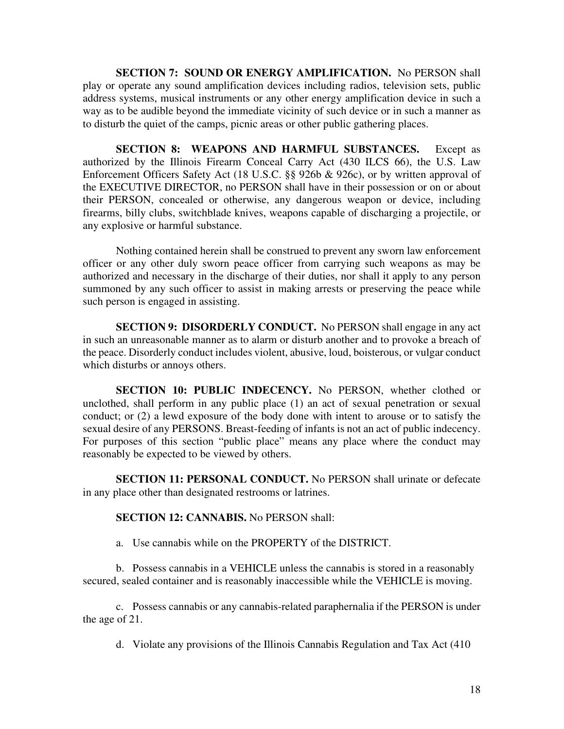**SECTION 7: SOUND OR ENERGY AMPLIFICATION.** No PERSON shall play or operate any sound amplification devices including radios, television sets, public address systems, musical instruments or any other energy amplification device in such a way as to be audible beyond the immediate vicinity of such device or in such a manner as to disturb the quiet of the camps, picnic areas or other public gathering places.

**SECTION 8: WEAPONS AND HARMFUL SUBSTANCES.** Except as authorized by the Illinois Firearm Conceal Carry Act (430 ILCS 66), the U.S. Law Enforcement Officers Safety Act (18 U.S.C. §§ 926b & 926c), or by written approval of the EXECUTIVE DIRECTOR, no PERSON shall have in their possession or on or about their PERSON, concealed or otherwise, any dangerous weapon or device, including firearms, billy clubs, switchblade knives, weapons capable of discharging a projectile, or any explosive or harmful substance.

Nothing contained herein shall be construed to prevent any sworn law enforcement officer or any other duly sworn peace officer from carrying such weapons as may be authorized and necessary in the discharge of their duties, nor shall it apply to any person summoned by any such officer to assist in making arrests or preserving the peace while such person is engaged in assisting.

**SECTION 9: DISORDERLY CONDUCT.** No PERSON shall engage in any act in such an unreasonable manner as to alarm or disturb another and to provoke a breach of the peace. Disorderly conduct includes violent, abusive, loud, boisterous, or vulgar conduct which disturbs or annoys others.

**SECTION 10: PUBLIC INDECENCY.** No PERSON, whether clothed or unclothed, shall perform in any public place (1) an act of sexual penetration or sexual conduct; or (2) a lewd exposure of the body done with intent to arouse or to satisfy the sexual desire of any PERSONS. Breast-feeding of infants is not an act of public indecency. For purposes of this section "public place" means any place where the conduct may reasonably be expected to be viewed by others.

**SECTION 11: PERSONAL CONDUCT.** No PERSON shall urinate or defecate in any place other than designated restrooms or latrines.

**SECTION 12: CANNABIS.** No PERSON shall:

a. Use cannabis while on the PROPERTY of the DISTRICT.

b. Possess cannabis in a VEHICLE unless the cannabis is stored in a reasonably secured, sealed container and is reasonably inaccessible while the VEHICLE is moving.

c. Possess cannabis or any cannabis-related paraphernalia if the PERSON is under the age of 21.

d. Violate any provisions of the Illinois Cannabis Regulation and Tax Act (410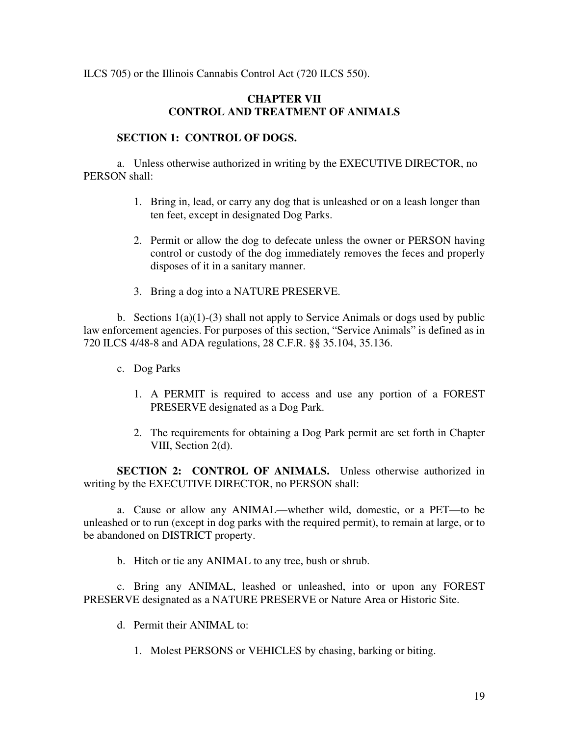ILCS 705) or the Illinois Cannabis Control Act (720 ILCS 550).

## CHAPTER VII
## CONTROL AND TREATMENT OF ANIMALS

### SECTION 1: CONTROL OF DOGS.

a. Unless otherwise authorized in writing by the EXECUTIVE DIRECTOR, no PERSON shall:

1. Bring in, lead, or carry any dog that is unleashed or on a leash longer than ten feet, except in designated Dog Parks.

2. Permit or allow the dog to defecate unless the owner or PERSON having control or custody of the dog immediately removes the feces and properly disposes of it in a sanitary manner.

3. Bring a dog into a NATURE PRESERVE.

b. Sections 1(a)(1)-(3) shall not apply to Service Animals or dogs used by public law enforcement agencies. For purposes of this section, "Service Animals" is defined as in 720 ILCS 4/48-8 and ADA regulations, 28 C.F.R. §§ 35.104, 35.136.

c. Dog Parks

1. A PERMIT is required to access and use any portion of a FOREST PRESERVE designated as a Dog Park.

2. The requirements for obtaining a Dog Park permit are set forth in Chapter VIII, Section 2(d).

**SECTION 2: CONTROL OF ANIMALS.** Unless otherwise authorized in writing by the EXECUTIVE DIRECTOR, no PERSON shall:

a. Cause or allow any ANIMAL—whether wild, domestic, or a PET—to be unleashed or to run (except in dog parks with the required permit), to remain at large, or to be abandoned on DISTRICT property.

b. Hitch or tie any ANIMAL to any tree, bush or shrub.

c. Bring any ANIMAL, leashed or unleashed, into or upon any FOREST PRESERVE designated as a NATURE PRESERVE or Nature Area or Historic Site.

d. Permit their ANIMAL to:

1. Molest PERSONS or VEHICLES by chasing, barking or biting.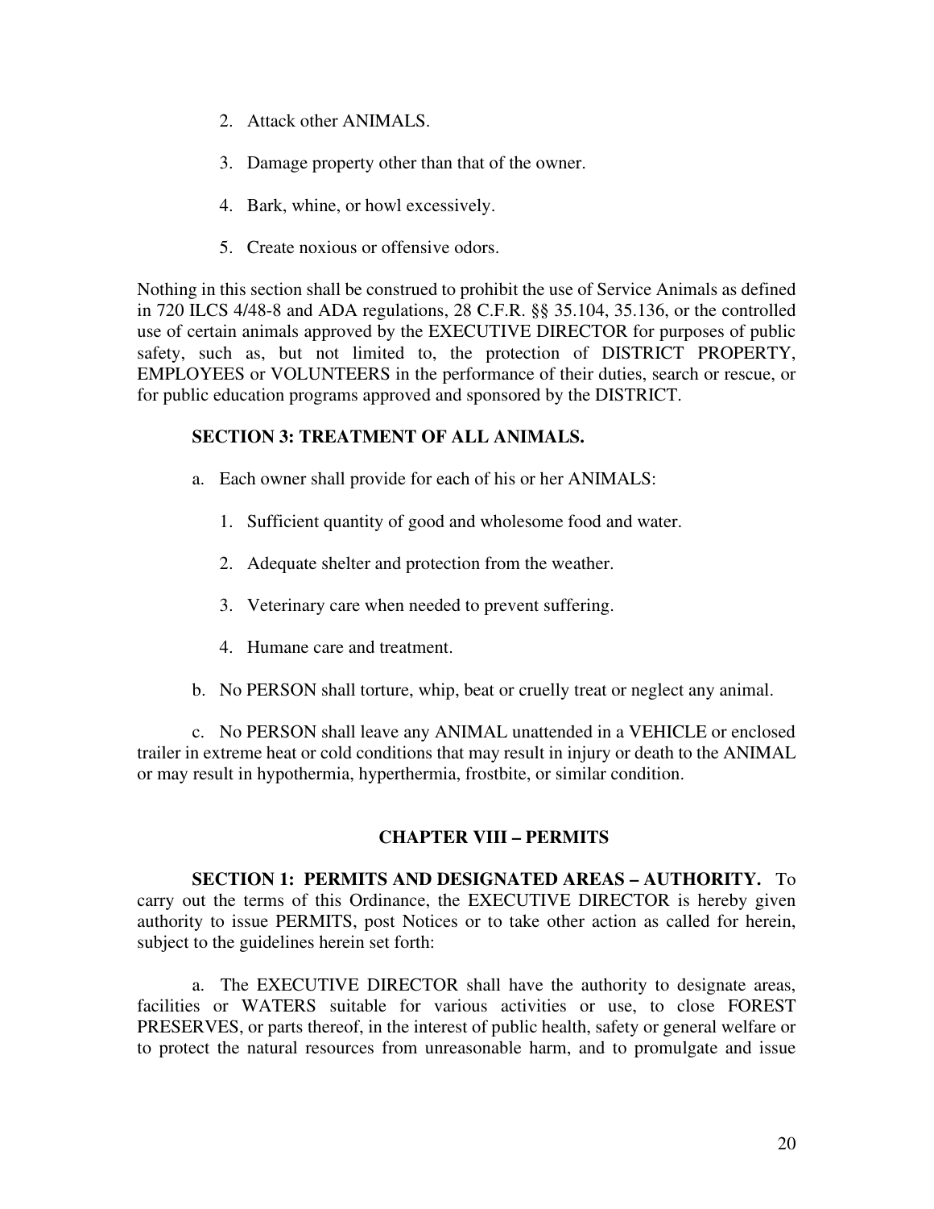2. Attack other ANIMALS.

3. Damage property other than that of the owner.

4. Bark, whine, or howl excessively.

5. Create noxious or offensive odors.

Nothing in this section shall be construed to prohibit the use of Service Animals as defined in 720 ILCS 4/48-8 and ADA regulations, 28 C.F.R. §§ 35.104, 35.136, or the controlled use of certain animals approved by the EXECUTIVE DIRECTOR for purposes of public safety, such as, but not limited to, the protection of DISTRICT PROPERTY, EMPLOYEES or VOLUNTEERS in the performance of their duties, search or rescue, or for public education programs approved and sponsored by the DISTRICT.

**SECTION 3: TREATMENT OF ALL ANIMALS.**

a. Each owner shall provide for each of his or her ANIMALS:

   1. Sufficient quantity of good and wholesome food and water.

   2. Adequate shelter and protection from the weather.

   3. Veterinary care when needed to prevent suffering.

   4. Humane care and treatment.

b. No PERSON shall torture, whip, beat or cruelly treat or neglect any animal.

c. No PERSON shall leave any ANIMAL unattended in a VEHICLE or enclosed trailer in extreme heat or cold conditions that may result in injury or death to the ANIMAL or may result in hypothermia, hyperthermia, frostbite, or similar condition.

## CHAPTER VIII – PERMITS

**SECTION 1: PERMITS AND DESIGNATED AREAS – AUTHORITY.** To carry out the terms of this Ordinance, the EXECUTIVE DIRECTOR is hereby given authority to issue PERMITS, post Notices or to take other action as called for herein, subject to the guidelines herein set forth:

a. The EXECUTIVE DIRECTOR shall have the authority to designate areas, facilities or WATERS suitable for various activities or use, to close FOREST PRESERVES, or parts thereof, in the interest of public health, safety or general welfare or to protect the natural resources from unreasonable harm, and to promulgate and issue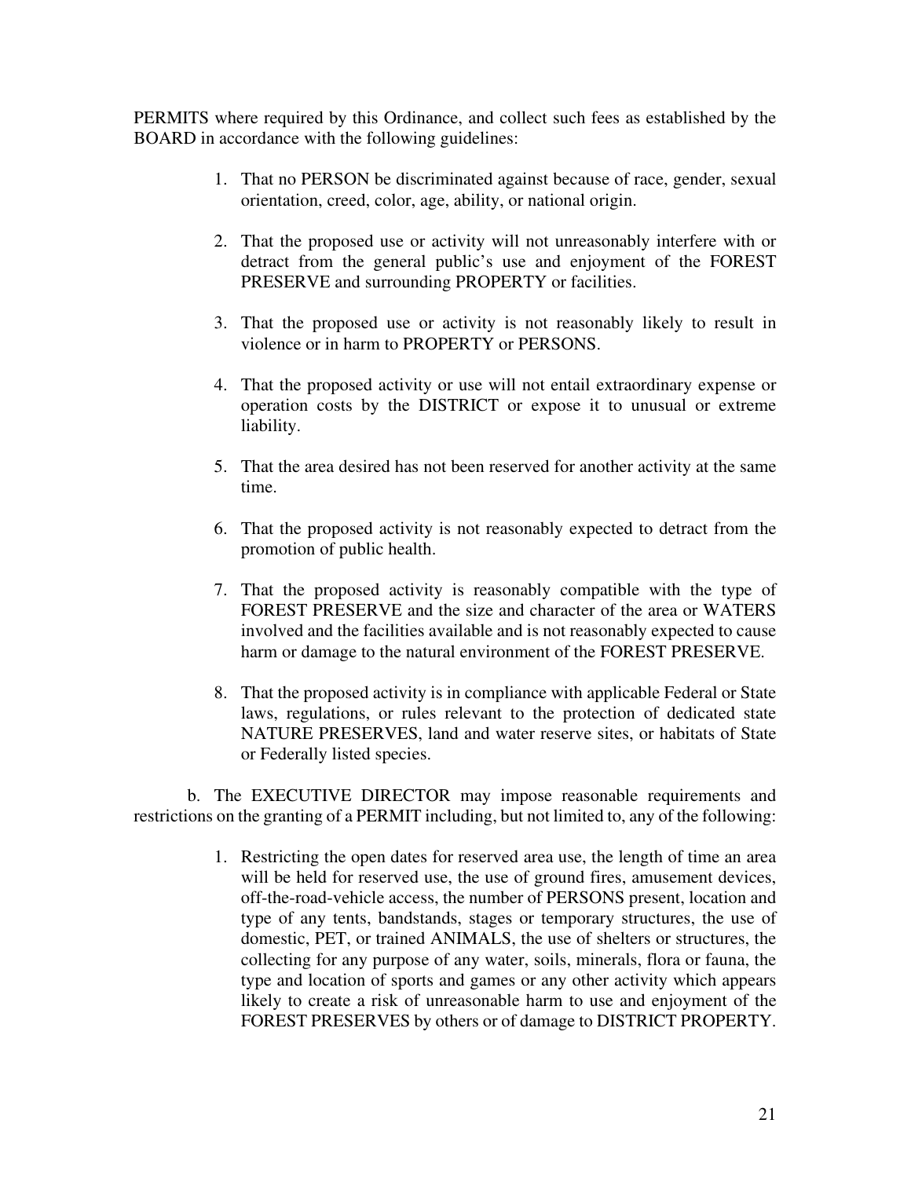PERMITS where required by this Ordinance, and collect such fees as established by the BOARD in accordance with the following guidelines:

1. That no PERSON be discriminated against because of race, gender, sexual orientation, creed, color, age, ability, or national origin.

2. That the proposed use or activity will not unreasonably interfere with or detract from the general public's use and enjoyment of the FOREST PRESERVE and surrounding PROPERTY or facilities.

3. That the proposed use or activity is not reasonably likely to result in violence or in harm to PROPERTY or PERSONS.

4. That the proposed activity or use will not entail extraordinary expense or operation costs by the DISTRICT or expose it to unusual or extreme liability.

5. That the area desired has not been reserved for another activity at the same time.

6. That the proposed activity is not reasonably expected to detract from the promotion of public health.

7. That the proposed activity is reasonably compatible with the type of FOREST PRESERVE and the size and character of the area or WATERS involved and the facilities available and is not reasonably expected to cause harm or damage to the natural environment of the FOREST PRESERVE.

8. That the proposed activity is in compliance with applicable Federal or State laws, regulations, or rules relevant to the protection of dedicated state NATURE PRESERVES, land and water reserve sites, or habitats of State or Federally listed species.

b. The EXECUTIVE DIRECTOR may impose reasonable requirements and restrictions on the granting of a PERMIT including, but not limited to, any of the following:

1. Restricting the open dates for reserved area use, the length of time an area will be held for reserved use, the use of ground fires, amusement devices, off-the-road-vehicle access, the number of PERSONS present, location and type of any tents, bandstands, stages or temporary structures, the use of domestic, PET, or trained ANIMALS, the use of shelters or structures, the collecting for any purpose of any water, soils, minerals, flora or fauna, the type and location of sports and games or any other activity which appears likely to create a risk of unreasonable harm to use and enjoyment of the FOREST PRESERVES by others or of damage to DISTRICT PROPERTY.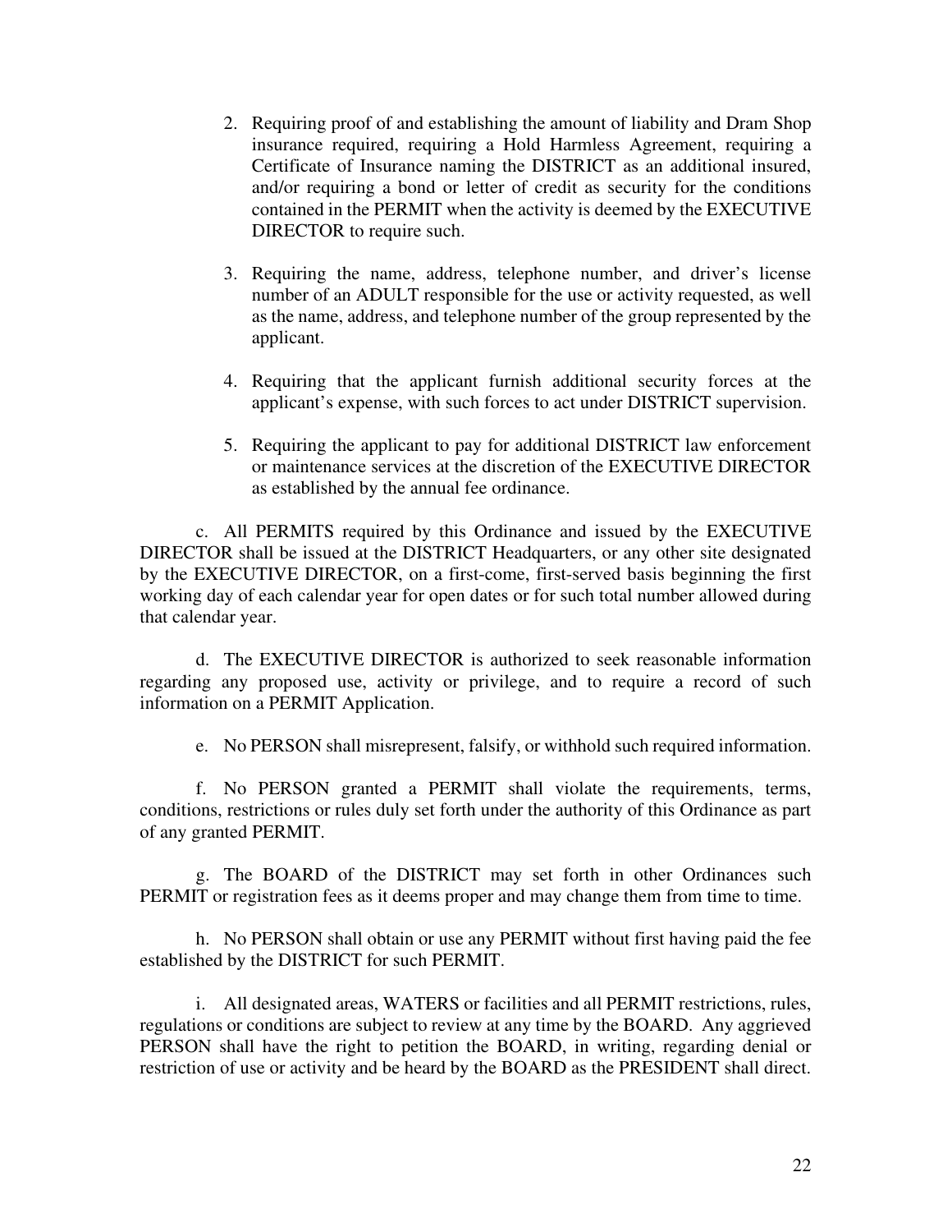2. Requiring proof of and establishing the amount of liability and Dram Shop insurance required, requiring a Hold Harmless Agreement, requiring a Certificate of Insurance naming the DISTRICT as an additional insured, and/or requiring a bond or letter of credit as security for the conditions contained in the PERMIT when the activity is deemed by the EXECUTIVE DIRECTOR to require such.
3. Requiring the name, address, telephone number, and driver's license number of an ADULT responsible for the use or activity requested, as well as the name, address, and telephone number of the group represented by the applicant.
4. Requiring that the applicant furnish additional security forces at the applicant's expense, with such forces to act under DISTRICT supervision.
5. Requiring the applicant to pay for additional DISTRICT law enforcement or maintenance services at the discretion of the EXECUTIVE DIRECTOR as established by the annual fee ordinance.

c. All PERMITS required by this Ordinance and issued by the EXECUTIVE DIRECTOR shall be issued at the DISTRICT Headquarters, or any other site designated by the EXECUTIVE DIRECTOR, on a first-come, first-served basis beginning the first working day of each calendar year for open dates or for such total number allowed during that calendar year.

d. The EXECUTIVE DIRECTOR is authorized to seek reasonable information regarding any proposed use, activity or privilege, and to require a record of such information on a PERMIT Application.

e. No PERSON shall misrepresent, falsify, or withhold such required information.

f. No PERSON granted a PERMIT shall violate the requirements, terms, conditions, restrictions or rules duly set forth under the authority of this Ordinance as part of any granted PERMIT.

g. The BOARD of the DISTRICT may set forth in other Ordinances such PERMIT or registration fees as it deems proper and may change them from time to time.

h. No PERSON shall obtain or use any PERMIT without first having paid the fee established by the DISTRICT for such PERMIT.

i. All designated areas, WATERS or facilities and all PERMIT restrictions, rules, regulations or conditions are subject to review at any time by the BOARD. Any aggrieved PERSON shall have the right to petition the BOARD, in writing, regarding denial or restriction of use or activity and be heard by the BOARD as the PRESIDENT shall direct.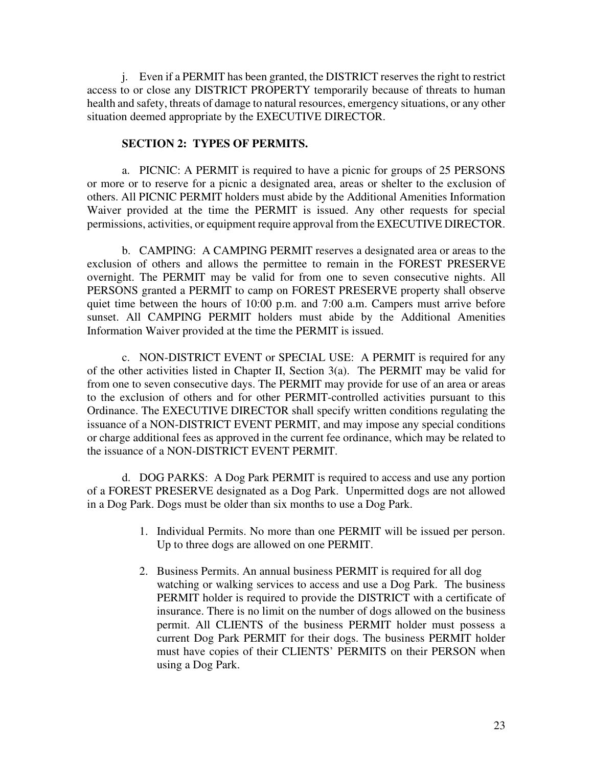j. Even if a PERMIT has been granted, the DISTRICT reserves the right to restrict access to or close any DISTRICT PROPERTY temporarily because of threats to human health and safety, threats of damage to natural resources, emergency situations, or any other situation deemed appropriate by the EXECUTIVE DIRECTOR.

**SECTION 2: TYPES OF PERMITS.**

a. PICNIC: A PERMIT is required to have a picnic for groups of 25 PERSONS or more or to reserve for a picnic a designated area, areas or shelter to the exclusion of others. All PICNIC PERMIT holders must abide by the Additional Amenities Information Waiver provided at the time the PERMIT is issued. Any other requests for special permissions, activities, or equipment require approval from the EXECUTIVE DIRECTOR.

b. CAMPING: A CAMPING PERMIT reserves a designated area or areas to the exclusion of others and allows the permittee to remain in the FOREST PRESERVE overnight. The PERMIT may be valid for from one to seven consecutive nights. All PERSONS granted a PERMIT to camp on FOREST PRESERVE property shall observe quiet time between the hours of 10:00 p.m. and 7:00 a.m. Campers must arrive before sunset. All CAMPING PERMIT holders must abide by the Additional Amenities Information Waiver provided at the time the PERMIT is issued.

c. NON-DISTRICT EVENT or SPECIAL USE: A PERMIT is required for any of the other activities listed in Chapter II, Section 3(a). The PERMIT may be valid for from one to seven consecutive days. The PERMIT may provide for use of an area or areas to the exclusion of others and for other PERMIT-controlled activities pursuant to this Ordinance. The EXECUTIVE DIRECTOR shall specify written conditions regulating the issuance of a NON-DISTRICT EVENT PERMIT, and may impose any special conditions or charge additional fees as approved in the current fee ordinance, which may be related to the issuance of a NON-DISTRICT EVENT PERMIT.

d. DOG PARKS: A Dog Park PERMIT is required to access and use any portion of a FOREST PRESERVE designated as a Dog Park. Unpermitted dogs are not allowed in a Dog Park. Dogs must be older than six months to use a Dog Park.

1. Individual Permits. No more than one PERMIT will be issued per person. Up to three dogs are allowed on one PERMIT.
2. Business Permits. An annual business PERMIT is required for all dog watching or walking services to access and use a Dog Park. The business PERMIT holder is required to provide the DISTRICT with a certificate of insurance. There is no limit on the number of dogs allowed on the business permit. All CLIENTS of the business PERMIT holder must possess a current Dog Park PERMIT for their dogs. The business PERMIT holder must have copies of their CLIENTS' PERMITS on their PERSON when using a Dog Park.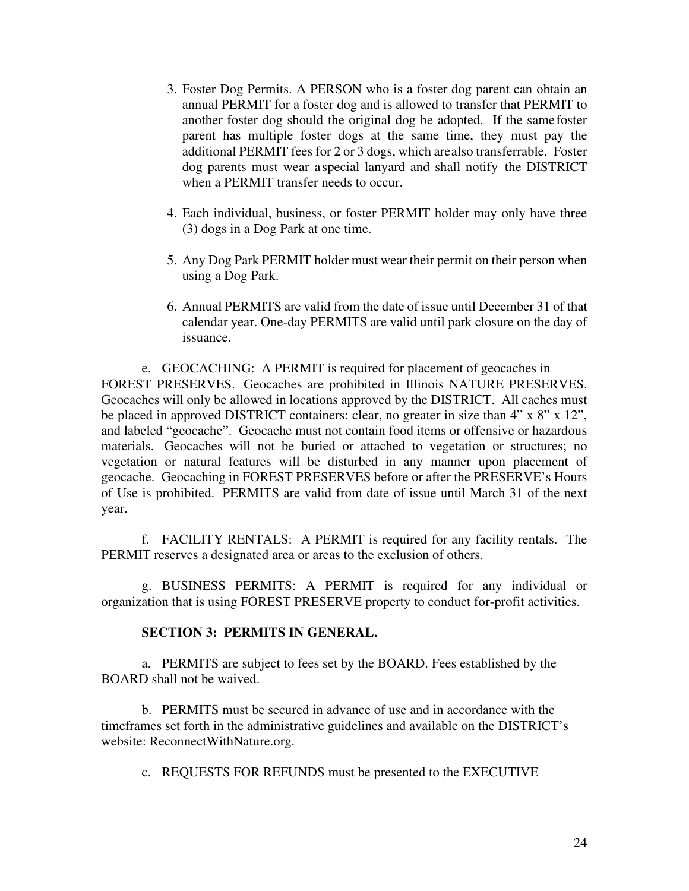3. Foster Dog Permits. A PERSON who is a foster dog parent can obtain an annual PERMIT for a foster dog and is allowed to transfer that PERMIT to another foster dog should the original dog be adopted. If the same foster parent has multiple foster dogs at the same time, they must pay the additional PERMIT fees for 2 or 3 dogs, which are also transferrable. Foster dog parents must wear a special lanyard and shall notify the DISTRICT when a PERMIT transfer needs to occur.

4. Each individual, business, or foster PERMIT holder may only have three (3) dogs in a Dog Park at one time.

5. Any Dog Park PERMIT holder must wear their permit on their person when using a Dog Park.

6. Annual PERMITS are valid from the date of issue until December 31 of that calendar year. One-day PERMITS are valid until park closure on the day of issuance.

e. GEOCACHING: A PERMIT is required for placement of geocaches in FOREST PRESERVES. Geocaches are prohibited in Illinois NATURE PRESERVES. Geocaches will only be allowed in locations approved by the DISTRICT. All caches must be placed in approved DISTRICT containers: clear, no greater in size than 4" x 8" x 12", and labeled "geocache". Geocache must not contain food items or offensive or hazardous materials. Geocaches will not be buried or attached to vegetation or structures; no vegetation or natural features will be disturbed in any manner upon placement of geocache. Geocaching in FOREST PRESERVES before or after the PRESERVE's Hours of Use is prohibited. PERMITS are valid from date of issue until March 31 of the next year.

f. FACILITY RENTALS: A PERMIT is required for any facility rentals. The PERMIT reserves a designated area or areas to the exclusion of others.

g. BUSINESS PERMITS: A PERMIT is required for any individual or organization that is using FOREST PRESERVE property to conduct for-profit activities.

**SECTION 3: PERMITS IN GENERAL.**

a. PERMITS are subject to fees set by the BOARD. Fees established by the BOARD shall not be waived.

b. PERMITS must be secured in advance of use and in accordance with the timeframes set forth in the administrative guidelines and available on the DISTRICT's website: ReconnectWithNature.org.

c. REQUESTS FOR REFUNDS must be presented to the EXECUTIVE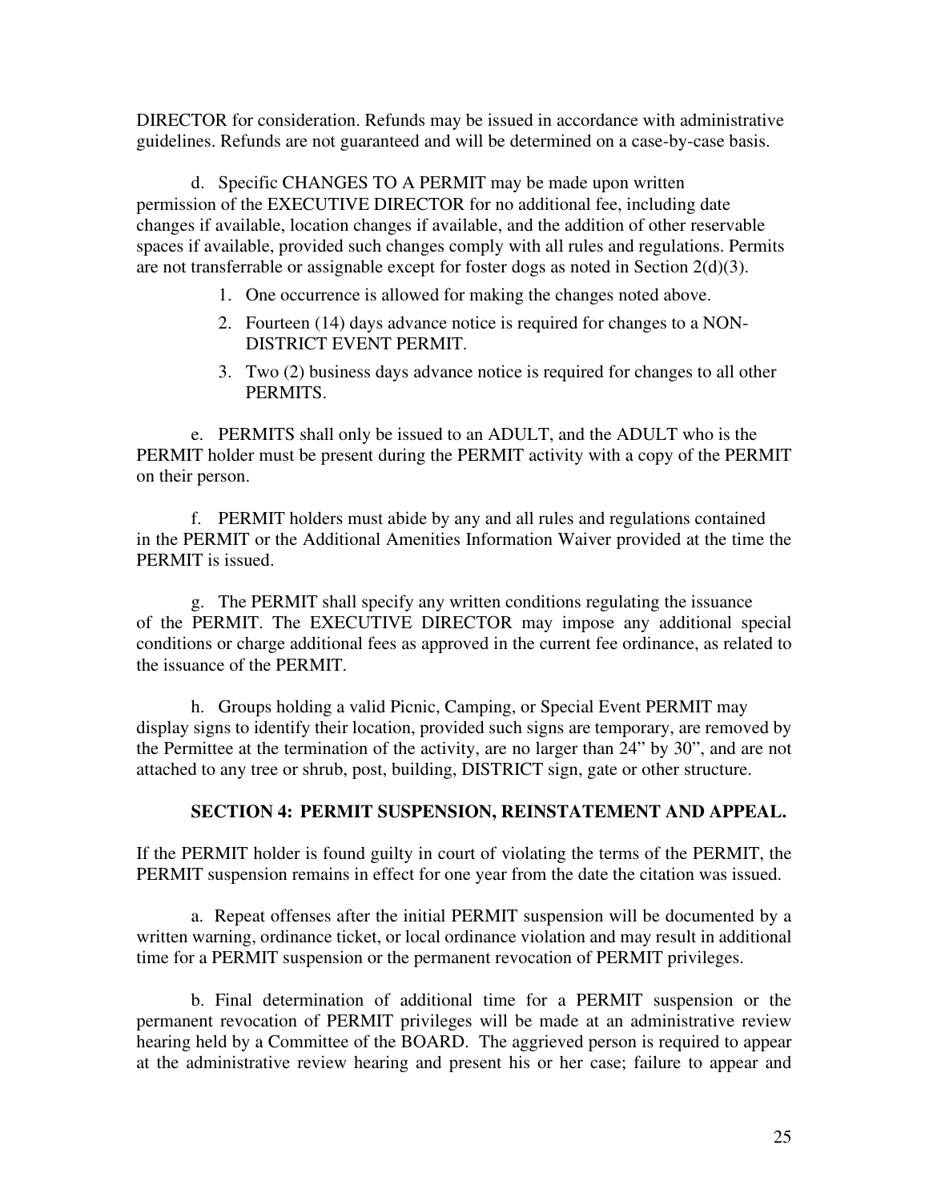DIRECTOR for consideration. Refunds may be issued in accordance with administrative guidelines. Refunds are not guaranteed and will be determined on a case-by-case basis.

d. Specific CHANGES TO A PERMIT may be made upon written permission of the EXECUTIVE DIRECTOR for no additional fee, including date changes if available, location changes if available, and the addition of other reservable spaces if available, provided such changes comply with all rules and regulations. Permits are not transferrable or assignable except for foster dogs as noted in Section 2(d)(3).

1. One occurrence is allowed for making the changes noted above.
2. Fourteen (14) days advance notice is required for changes to a NON-DISTRICT EVENT PERMIT.
3. Two (2) business days advance notice is required for changes to all other PERMITS.

e. PERMITS shall only be issued to an ADULT, and the ADULT who is the PERMIT holder must be present during the PERMIT activity with a copy of the PERMIT on their person.

f. PERMIT holders must abide by any and all rules and regulations contained in the PERMIT or the Additional Amenities Information Waiver provided at the time the PERMIT is issued.

g. The PERMIT shall specify any written conditions regulating the issuance of the PERMIT. The EXECUTIVE DIRECTOR may impose any additional special conditions or charge additional fees as approved in the current fee ordinance, as related to the issuance of the PERMIT.

h. Groups holding a valid Picnic, Camping, or Special Event PERMIT may display signs to identify their location, provided such signs are temporary, are removed by the Permittee at the termination of the activity, are no larger than 24" by 30", and are not attached to any tree or shrub, post, building, DISTRICT sign, gate or other structure.

## SECTION 4: PERMIT SUSPENSION, REINSTATEMENT AND APPEAL.

If the PERMIT holder is found guilty in court of violating the terms of the PERMIT, the PERMIT suspension remains in effect for one year from the date the citation was issued.

a. Repeat offenses after the initial PERMIT suspension will be documented by a written warning, ordinance ticket, or local ordinance violation and may result in additional time for a PERMIT suspension or the permanent revocation of PERMIT privileges.

b. Final determination of additional time for a PERMIT suspension or the permanent revocation of PERMIT privileges will be made at an administrative review hearing held by a Committee of the BOARD. The aggrieved person is required to appear at the administrative review hearing and present his or her case; failure to appear and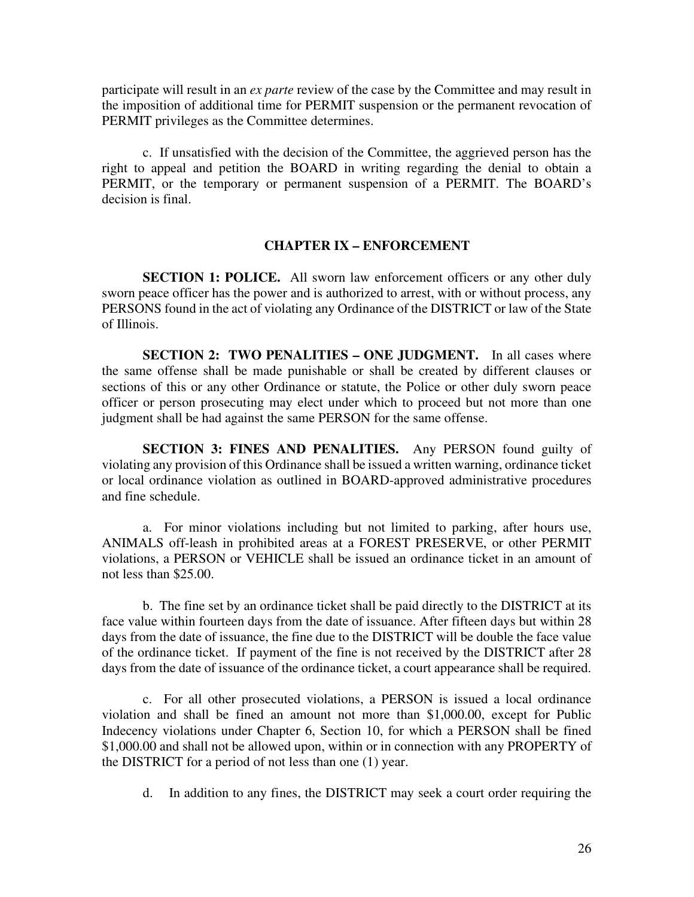participate will result in an *ex parte* review of the case by the Committee and may result in the imposition of additional time for PERMIT suspension or the permanent revocation of PERMIT privileges as the Committee determines.

c. If unsatisfied with the decision of the Committee, the aggrieved person has the right to appeal and petition the BOARD in writing regarding the denial to obtain a PERMIT, or the temporary or permanent suspension of a PERMIT. The BOARD's decision is final.

## CHAPTER IX – ENFORCEMENT

**SECTION 1: POLICE.** All sworn law enforcement officers or any other duly sworn peace officer has the power and is authorized to arrest, with or without process, any PERSONS found in the act of violating any Ordinance of the DISTRICT or law of the State of Illinois.

**SECTION 2: TWO PENALITIES – ONE JUDGMENT.** In all cases where the same offense shall be made punishable or shall be created by different clauses or sections of this or any other Ordinance or statute, the Police or other duly sworn peace officer or person prosecuting may elect under which to proceed but not more than one judgment shall be had against the same PERSON for the same offense.

**SECTION 3: FINES AND PENALITIES.** Any PERSON found guilty of violating any provision of this Ordinance shall be issued a written warning, ordinance ticket or local ordinance violation as outlined in BOARD-approved administrative procedures and fine schedule.

a. For minor violations including but not limited to parking, after hours use, ANIMALS off-leash in prohibited areas at a FOREST PRESERVE, or other PERMIT violations, a PERSON or VEHICLE shall be issued an ordinance ticket in an amount of not less than $25.00.

b. The fine set by an ordinance ticket shall be paid directly to the DISTRICT at its face value within fourteen days from the date of issuance. After fifteen days but within 28 days from the date of issuance, the fine due to the DISTRICT will be double the face value of the ordinance ticket. If payment of the fine is not received by the DISTRICT after 28 days from the date of issuance of the ordinance ticket, a court appearance shall be required.

c. For all other prosecuted violations, a PERSON is issued a local ordinance violation and shall be fined an amount not more than $1,000.00, except for Public Indecency violations under Chapter 6, Section 10, for which a PERSON shall be fined $1,000.00 and shall not be allowed upon, within or in connection with any PROPERTY of the DISTRICT for a period of not less than one (1) year.

d. In addition to any fines, the DISTRICT may seek a court order requiring the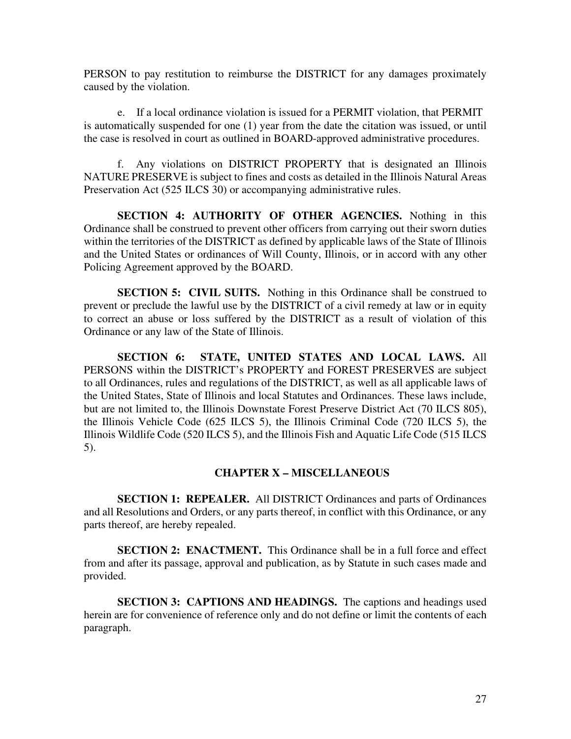PERSON to pay restitution to reimburse the DISTRICT for any damages proximately caused by the violation.

e. If a local ordinance violation is issued for a PERMIT violation, that PERMIT is automatically suspended for one (1) year from the date the citation was issued, or until the case is resolved in court as outlined in BOARD-approved administrative procedures.

f. Any violations on DISTRICT PROPERTY that is designated an Illinois NATURE PRESERVE is subject to fines and costs as detailed in the Illinois Natural Areas Preservation Act (525 ILCS 30) or accompanying administrative rules.

**SECTION 4: AUTHORITY OF OTHER AGENCIES.** Nothing in this Ordinance shall be construed to prevent other officers from carrying out their sworn duties within the territories of the DISTRICT as defined by applicable laws of the State of Illinois and the United States or ordinances of Will County, Illinois, or in accord with any other Policing Agreement approved by the BOARD.

**SECTION 5: CIVIL SUITS.** Nothing in this Ordinance shall be construed to prevent or preclude the lawful use by the DISTRICT of a civil remedy at law or in equity to correct an abuse or loss suffered by the DISTRICT as a result of violation of this Ordinance or any law of the State of Illinois.

**SECTION 6: STATE, UNITED STATES AND LOCAL LAWS.** All PERSONS within the DISTRICT's PROPERTY and FOREST PRESERVES are subject to all Ordinances, rules and regulations of the DISTRICT, as well as all applicable laws of the United States, State of Illinois and local Statutes and Ordinances. These laws include, but are not limited to, the Illinois Downstate Forest Preserve District Act (70 ILCS 805), the Illinois Vehicle Code (625 ILCS 5), the Illinois Criminal Code (720 ILCS 5), the Illinois Wildlife Code (520 ILCS 5), and the Illinois Fish and Aquatic Life Code (515 ILCS 5).

## CHAPTER X – MISCELLANEOUS

**SECTION 1: REPEALER.** All DISTRICT Ordinances and parts of Ordinances and all Resolutions and Orders, or any parts thereof, in conflict with this Ordinance, or any parts thereof, are hereby repealed.

**SECTION 2: ENACTMENT.** This Ordinance shall be in a full force and effect from and after its passage, approval and publication, as by Statute in such cases made and provided.

**SECTION 3: CAPTIONS AND HEADINGS.** The captions and headings used herein are for convenience of reference only and do not define or limit the contents of each paragraph.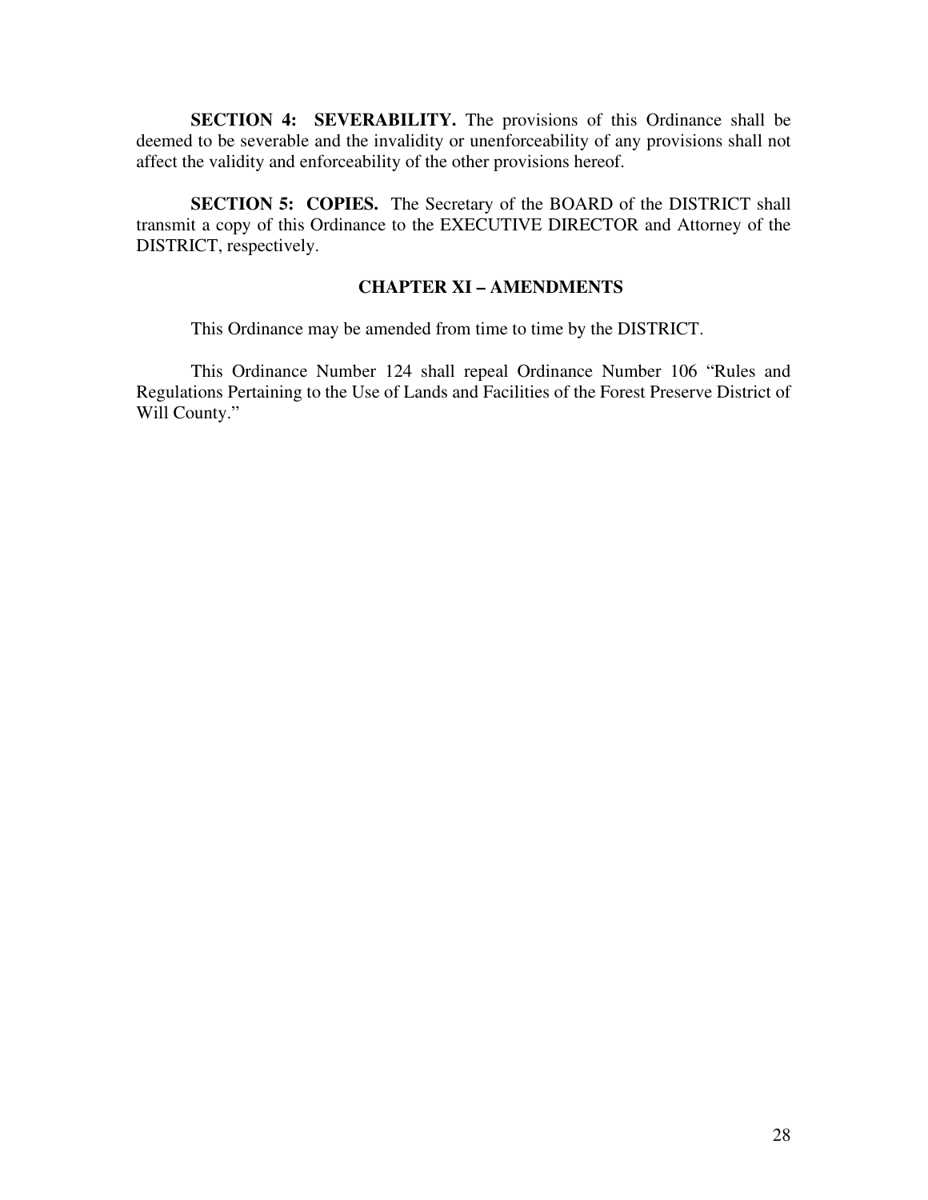**SECTION 4: SEVERABILITY.** The provisions of this Ordinance shall be deemed to be severable and the invalidity or unenforceability of any provisions shall not affect the validity and enforceability of the other provisions hereof.

**SECTION 5: COPIES.** The Secretary of the BOARD of the DISTRICT shall transmit a copy of this Ordinance to the EXECUTIVE DIRECTOR and Attorney of the DISTRICT, respectively.

## CHAPTER XI – AMENDMENTS

This Ordinance may be amended from time to time by the DISTRICT.

This Ordinance Number 124 shall repeal Ordinance Number 106 "Rules and Regulations Pertaining to the Use of Lands and Facilities of the Forest Preserve District of Will County."